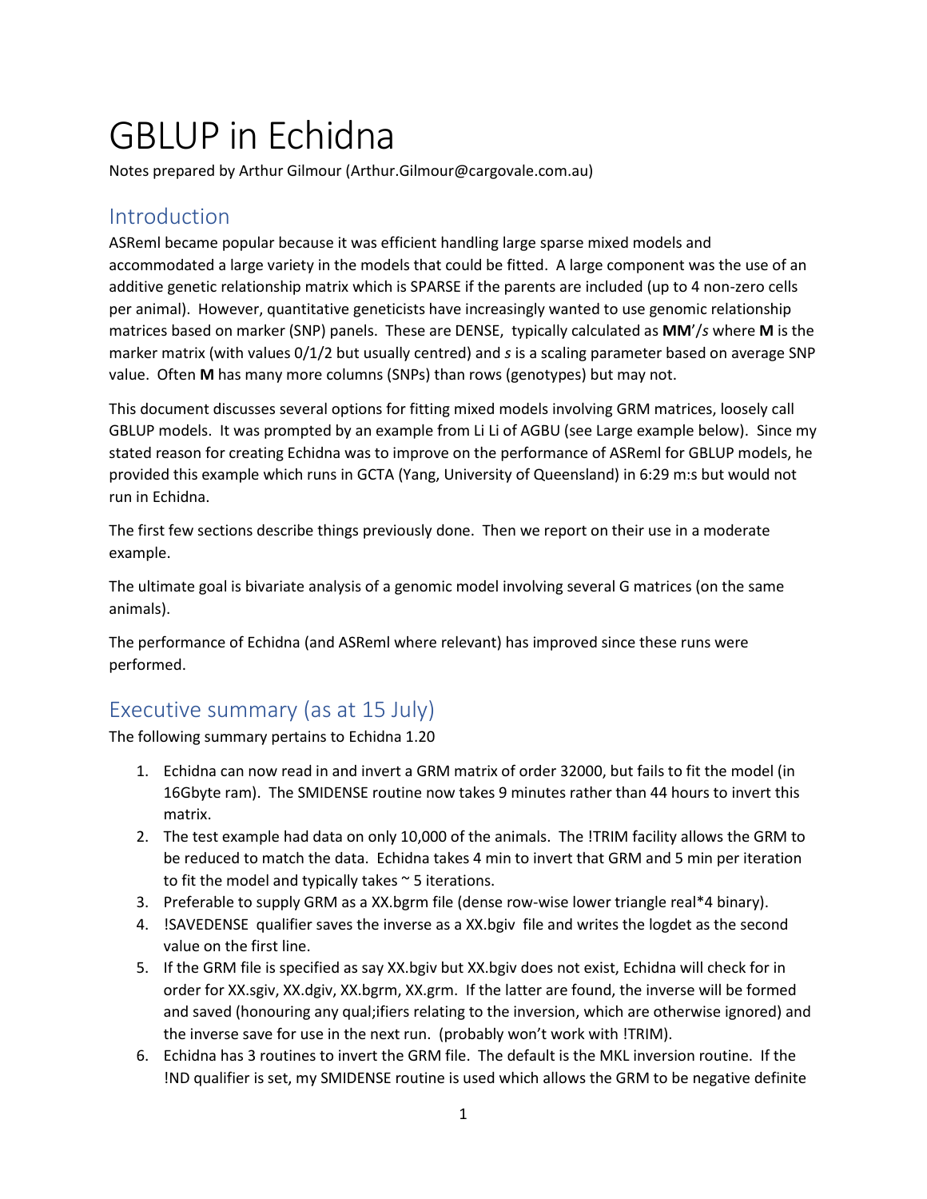# GBLUP in Echidna

Notes prepared by Arthur Gilmour (Arthur.Gilmour@cargovale.com.au)

## Introduction

ASReml became popular because it was efficient handling large sparse mixed models and accommodated a large variety in the models that could be fitted. A large component was the use of an additive genetic relationship matrix which is SPARSE if the parents are included (up to 4 non-zero cells per animal). However, quantitative geneticists have increasingly wanted to use genomic relationship matrices based on marker (SNP) panels. These are DENSE, typically calculated as **MM**'/*s* where **M** is the marker matrix (with values 0/1/2 but usually centred) and *s* is a scaling parameter based on average SNP value. Often **M** has many more columns (SNPs) than rows (genotypes) but may not.

This document discusses several options for fitting mixed models involving GRM matrices, loosely call GBLUP models. It was prompted by an example from Li Li of AGBU (see Large example below). Since my stated reason for creating Echidna was to improve on the performance of ASReml for GBLUP models, he provided this example which runs in GCTA (Yang, University of Queensland) in 6:29 m:s but would not run in Echidna.

The first few sections describe things previously done. Then we report on their use in a moderate example.

The ultimate goal is bivariate analysis of a genomic model involving several G matrices (on the same animals).

The performance of Echidna (and ASReml where relevant) has improved since these runs were performed.

## Executive summary (as at 15 July)

The following summary pertains to Echidna 1.20

1. Echidna can now read in and invert a GRM matrix of order 32000, but fails to fit the model (in 16Gbyte ram). The SMIDENSE routine now takes 9 minutes rather than 44 hours to invert this matrix.
2. The test example had data on only 10,000 of the animals. The !TRIM facility allows the GRM to be reduced to match the data. Echidna takes 4 min to invert that GRM and 5 min per iteration to fit the model and typically takes ~ 5 iterations.
3. Preferable to supply GRM as a XX.bgrm file (dense row-wise lower triangle real*4 binary).
4. !SAVEDENSE qualifier saves the inverse as a XX.bgiv file and writes the logdet as the second value on the first line.
5. If the GRM file is specified as say XX.bgiv but XX.bgiv does not exist, Echidna will check for in order for XX.sgiv, XX.dgiv, XX.bgrm, XX.grm. If the latter are found, the inverse will be formed and saved (honouring any qual;ifiers relating to the inversion, which are otherwise ignored) and the inverse save for use in the next run. (probably won't work with !TRIM).
6. Echidna has 3 routines to invert the GRM file. The default is the MKL inversion routine. If the !ND qualifier is set, my SMIDENSE routine is used which allows the GRM to be negative definite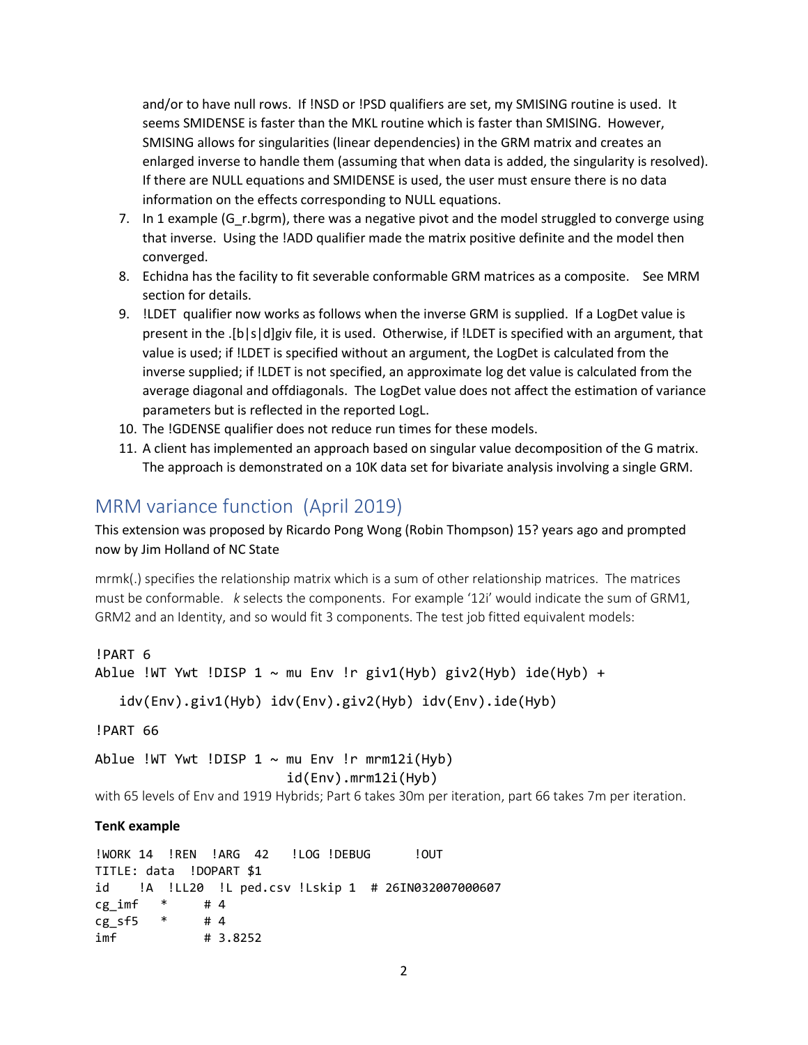and/or to have null rows. If !NSD or !PSD qualifiers are set, my SMISING routine is used. It seems SMIDENSE is faster than the MKL routine which is faster than SMISING. However, SMISING allows for singularities (linear dependencies) in the GRM matrix and creates an enlarged inverse to handle them (assuming that when data is added, the singularity is resolved). If there are NULL equations and SMIDENSE is used, the user must ensure there is no data information on the effects corresponding to NULL equations.

7. In 1 example (G_r.bgrm), there was a negative pivot and the model struggled to converge using that inverse. Using the !ADD qualifier made the matrix positive definite and the model then converged.
8. Echidna has the facility to fit severable conformable GRM matrices as a composite. See MRM section for details.
9. !LDET qualifier now works as follows when the inverse GRM is supplied. If a LogDet value is present in the .[b|s|d]giv file, it is used. Otherwise, if !LDET is specified with an argument, that value is used; if !LDET is specified without an argument, the LogDet is calculated from the inverse supplied; if !LDET is not specified, an approximate log det value is calculated from the average diagonal and offdiagonals. The LogDet value does not affect the estimation of variance parameters but is reflected in the reported LogL.
10. The !GDENSE qualifier does not reduce run times for these models.
11. A client has implemented an approach based on singular value decomposition of the G matrix. The approach is demonstrated on a 10K data set for bivariate analysis involving a single GRM.

## MRM variance function (April 2019)

This extension was proposed by Ricardo Pong Wong (Robin Thompson) 15? years ago and prompted now by Jim Holland of NC State

mrmk(.) specifies the relationship matrix which is a sum of other relationship matrices. The matrices must be conformable. *k* selects the components. For example '12i' would indicate the sum of GRM1, GRM2 and an Identity, and so would fit 3 components. The test job fitted equivalent models:

```
!PART 6
Ablue !WT Ywt !DISP 1 ~ mu Env !r giv1(Hyb) giv2(Hyb) ide(Hyb) +
   idv(Env).giv1(Hyb) idv(Env).giv2(Hyb) idv(Env).ide(Hyb)
!PART 66
Ablue !WT Ywt !DISP 1 ~ mu Env !r mrm12i(Hyb)
                        id(Env).mrm12i(Hyb)
```

with 65 levels of Env and 1919 Hybrids; Part 6 takes 30m per iteration, part 66 takes 7m per iteration.

**TenK example**

```
!WORK 14  !REN  !ARG  42   !LOG !DEBUG      !OUT
TITLE: data  !DOPART $1
id    !A  !LL20  !L ped.csv !Lskip 1  # 26IN032007000607
cg_imf   *     # 4
cg_sf5   *     # 4
imf            # 3.8252
```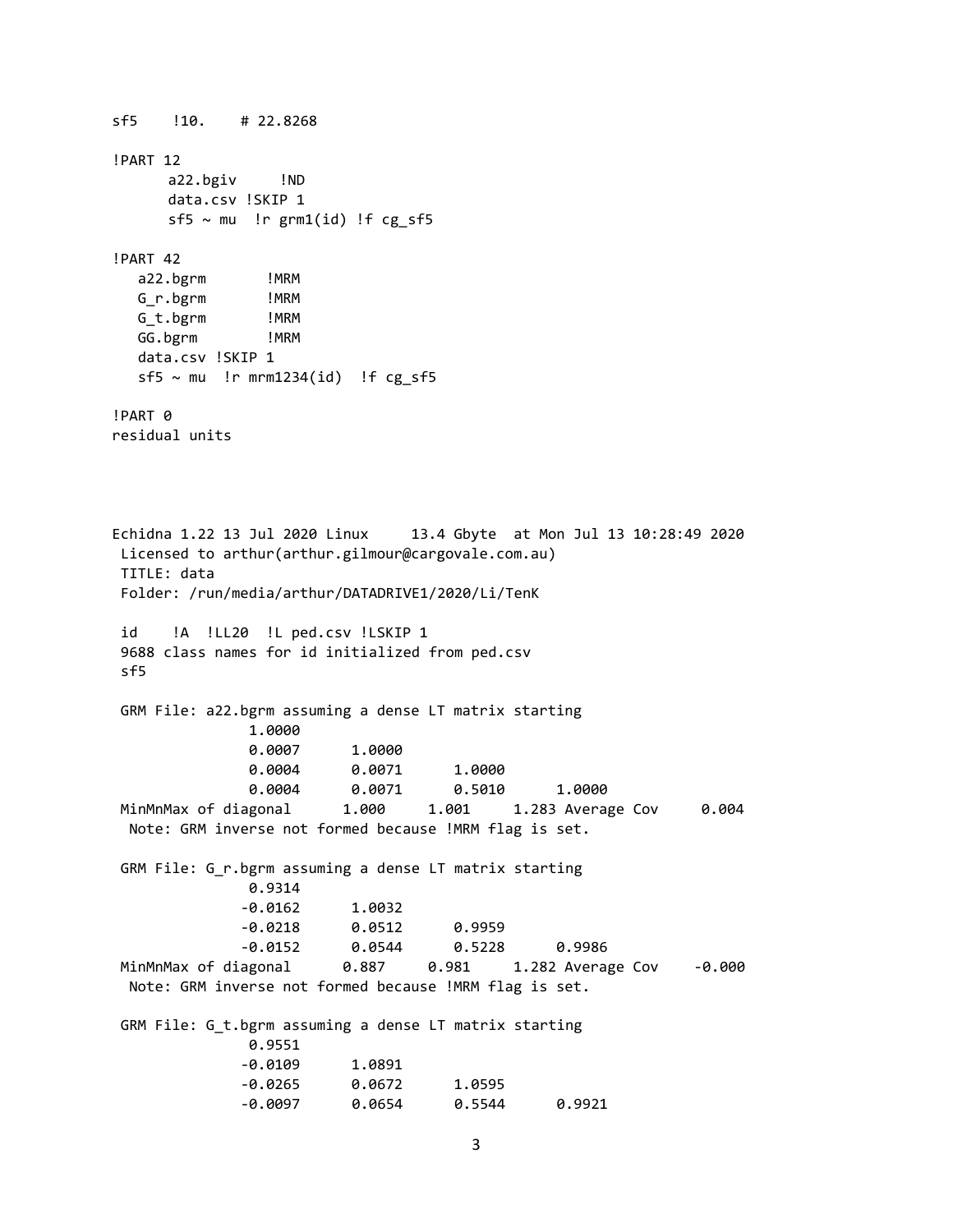```
sf5    !10.    # 22.8268

!PART 12
      a22.bgiv     !ND
      data.csv !SKIP 1
      sf5 ~ mu  !r grm1(id) !f cg_sf5

!PART 42
   a22.bgrm       !MRM
   G_r.bgrm       !MRM
   G_t.bgrm       !MRM
   GG.bgrm        !MRM
   data.csv !SKIP 1
   sf5 ~ mu  !r mrm1234(id)  !f cg_sf5

!PART 0
residual units
```

```
Echidna 1.22 13 Jul 2020 Linux     13.4 Gbyte  at Mon Jul 13 10:28:49 2020
 Licensed to arthur(arthur.gilmour@cargovale.com.au)
 TITLE: data
 Folder: /run/media/arthur/DATADRIVE1/2020/Li/TenK

 id    !A  !LL20  !L ped.csv !LSKIP 1
 9688 class names for id initialized from ped.csv
 sf5

 GRM File: a22.bgrm assuming a dense LT matrix starting
               1.0000
               0.0007      1.0000
               0.0004      0.0071      1.0000
               0.0004      0.0071      0.5010      1.0000
 MinMnMax of diagonal      1.000     1.001     1.283 Average Cov     0.004
  Note: GRM inverse not formed because !MRM flag is set.

 GRM File: G_r.bgrm assuming a dense LT matrix starting
               0.9314
              -0.0162      1.0032
              -0.0218      0.0512      0.9959
              -0.0152      0.0544      0.5228      0.9986
 MinMnMax of diagonal      0.887     0.981     1.282 Average Cov    -0.000
  Note: GRM inverse not formed because !MRM flag is set.

 GRM File: G_t.bgrm assuming a dense LT matrix starting
               0.9551
              -0.0109      1.0891
              -0.0265      0.0672      1.0595
              -0.0097      0.0654      0.5544      0.9921
```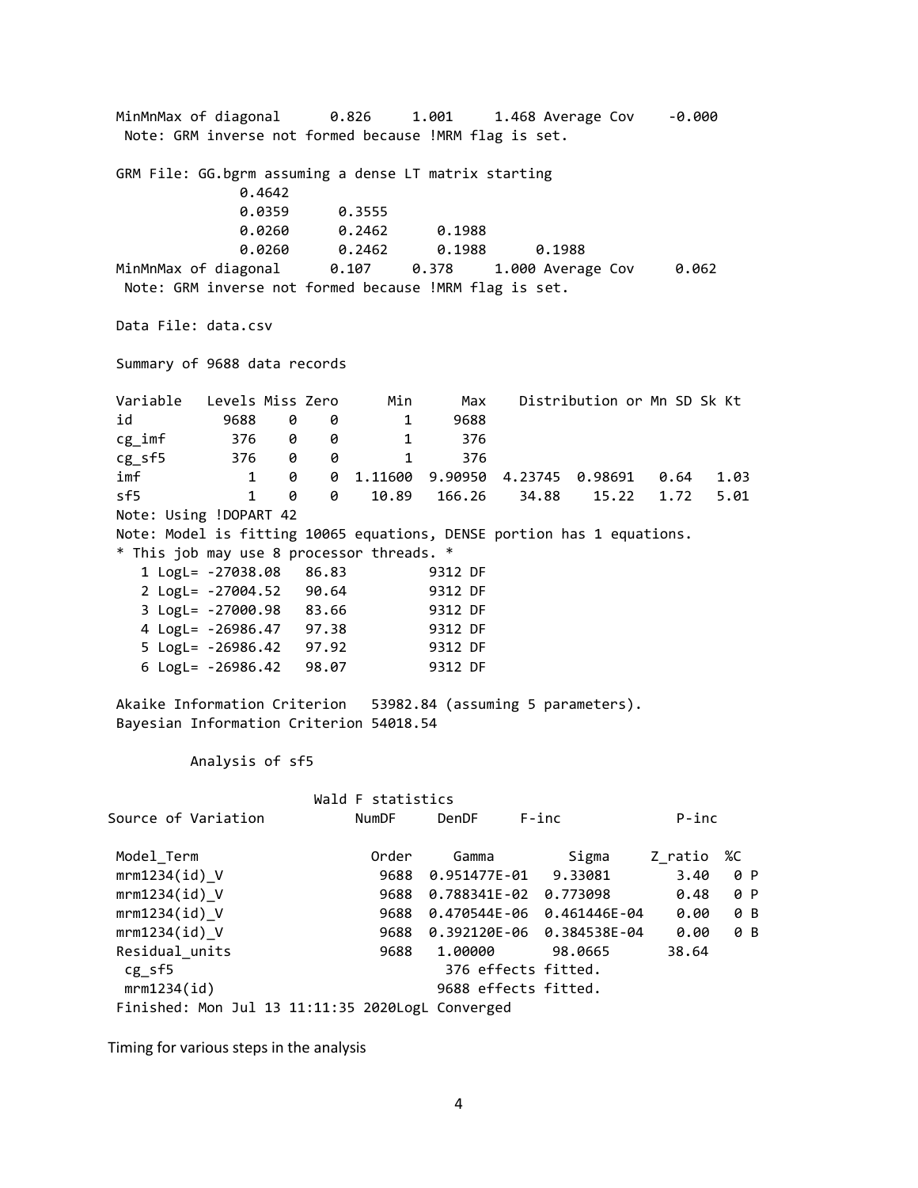```
MinMnMax of diagonal      0.826     1.001     1.468 Average Cov    -0.000
 Note: GRM inverse not formed because !MRM flag is set.

GRM File: GG.bgrm assuming a dense LT matrix starting
              0.4642
              0.0359      0.3555
              0.0260      0.2462      0.1988
              0.0260      0.2462      0.1988      0.1988
MinMnMax of diagonal      0.107     0.378     1.000 Average Cov     0.062
 Note: GRM inverse not formed because !MRM flag is set.

Data File: data.csv

Summary of 9688 data records

Variable   Levels Miss Zero      Min      Max    Distribution or Mn SD Sk Kt
id           9688    0    0        1     9688
cg_imf        376    0    0        1      376
cg_sf5        376    0    0        1      376
imf             1    0    0  1.11600  9.90950  4.23745  0.98691   0.64   1.03
sf5             1    0    0    10.89   166.26    34.88    15.22   1.72   5.01
Note: Using !DOPART 42
Note: Model is fitting 10065 equations, DENSE portion has 1 equations.
* This job may use 8 processor threads. *
   1 LogL= -27038.08   86.83         9312 DF
   2 LogL= -27004.52   90.64         9312 DF
   3 LogL= -27000.98   83.66         9312 DF
   4 LogL= -26986.47   97.38         9312 DF
   5 LogL= -26986.42   97.92         9312 DF
   6 LogL= -26986.42   98.07         9312 DF

Akaike Information Criterion   53982.84 (assuming 5 parameters).
Bayesian Information Criterion 54018.54

         Analysis of sf5

                     Wald F statistics
Source of Variation           NumDF     DenDF     F-inc              P-inc

Model_Term                    Order     Gamma         Sigma     Z_ratio  %C
mrm1234(id)_V                  9688  0.951477E-01   9.33081       3.40   0 P
mrm1234(id)_V                  9688  0.788341E-02  0.773098       0.48   0 P
mrm1234(id)_V                  9688  0.470544E-06  0.461446E-04   0.00   0 B
mrm1234(id)_V                  9688  0.392120E-06  0.384538E-04   0.00   0 B
Residual_units                 9688   1.00000       98.0665      38.64
 cg_sf5                              376 effects fitted.
 mrm1234(id)                        9688 effects fitted.
Finished: Mon Jul 13 11:11:35 2020LogL Converged
```

Timing for various steps in the analysis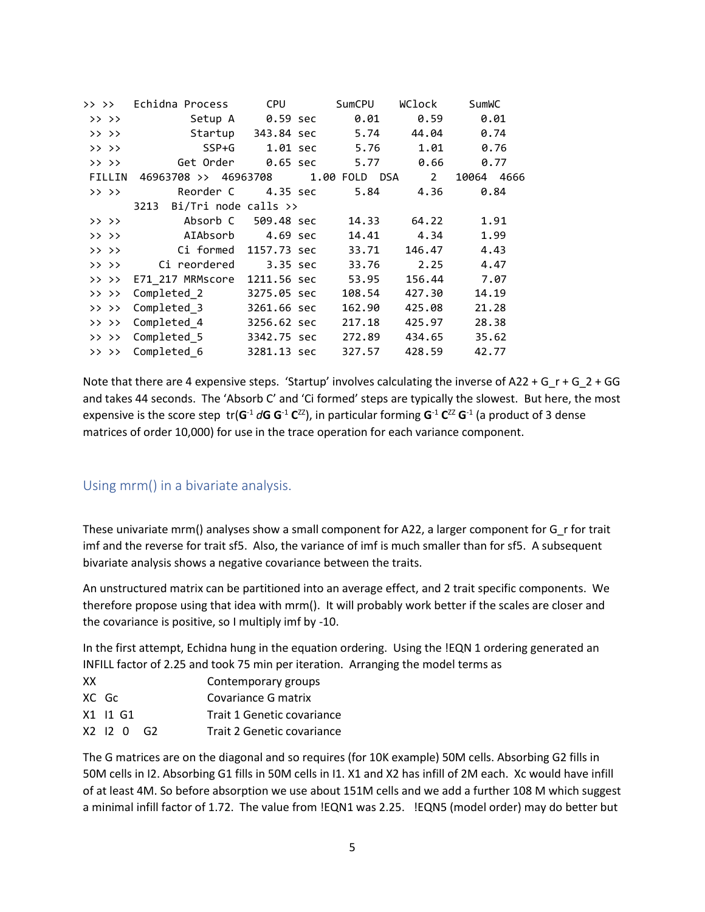```
>> >>   Echidna Process      CPU       SumCPU    WClock     SumWC
 >> >>          Setup A     0.59 sec     0.01      0.59      0.01
 >> >>          Startup   343.84 sec     5.74     44.04      0.74
 >> >>            SSP+G     1.01 sec     5.76      1.01      0.76
 >> >>        Get Order     0.65 sec     5.77      0.66      0.77
 FILLIN  46963708 >>  46963708     1.00 FOLD  DSA     2   10064  4666
 >> >>        Reorder C     4.35 sec     5.84      4.36      0.84
        3213  Bi/Tri node calls >>
 >> >>         Absorb C   509.48 sec    14.33     64.22      1.91
 >> >>         AIAbsorb     4.69 sec    14.41      4.34      1.99
 >> >>        Ci formed  1157.73 sec    33.71    146.47      4.43
 >> >>     Ci reordered     3.35 sec    33.76      2.25      4.47
 >> >>  E71_217 MRMscore  1211.56 sec    53.95    156.44      7.07
 >> >>  Completed_2      3275.05 sec   108.54    427.30     14.19
 >> >>  Completed_3      3261.66 sec   162.90    425.08     21.28
 >> >>  Completed_4      3256.62 sec   217.18    425.97     28.38
 >> >>  Completed_5      3342.75 sec   272.89    434.65     35.62
 >> >>  Completed_6      3281.13 sec   327.57    428.59     42.77
```

Note that there are 4 expensive steps. 'Startup' involves calculating the inverse of A22 + G_r + G_2 + GG and takes 44 seconds. The 'Absorb C' and 'Ci formed' steps are typically the slowest. But here, the most expensive is the score step tr($\mathbf{G}^{-1}\, d\mathbf{G}\, \mathbf{G}^{-1}\, \mathbf{C}^{ZZ}$), in particular forming $\mathbf{G}^{-1}\, \mathbf{C}^{ZZ}\, \mathbf{G}^{-1}$ (a product of 3 dense matrices of order 10,000) for use in the trace operation for each variance component.

## Using mrm() in a bivariate analysis.

These univariate mrm() analyses show a small component for A22, a larger component for G_r for trait imf and the reverse for trait sf5. Also, the variance of imf is much smaller than for sf5. A subsequent bivariate analysis shows a negative covariance between the traits.

An unstructured matrix can be partitioned into an average effect, and 2 trait specific components. We therefore propose using that idea with mrm(). It will probably work better if the scales are closer and the covariance is positive, so I multiply imf by -10.

In the first attempt, Echidna hung in the equation ordering. Using the !EQN 1 ordering generated an INFILL factor of 2.25 and took 75 min per iteration. Arranging the model terms as

```
XX              Contemporary groups
XC  Gc          Covariance G matrix
X1  I1 G1       Trait 1 Genetic covariance
X2  I2  0   G2  Trait 2 Genetic covariance
```

The G matrices are on the diagonal and so requires (for 10K example) 50M cells. Absorbing G2 fills in 50M cells in I2. Absorbing G1 fills in 50M cells in I1. X1 and X2 has infill of 2M each. Xc would have infill of at least 4M. So before absorption we use about 151M cells and we add a further 108 M which suggest a minimal infill factor of 1.72. The value from !EQN1 was 2.25. !EQN5 (model order) may do better but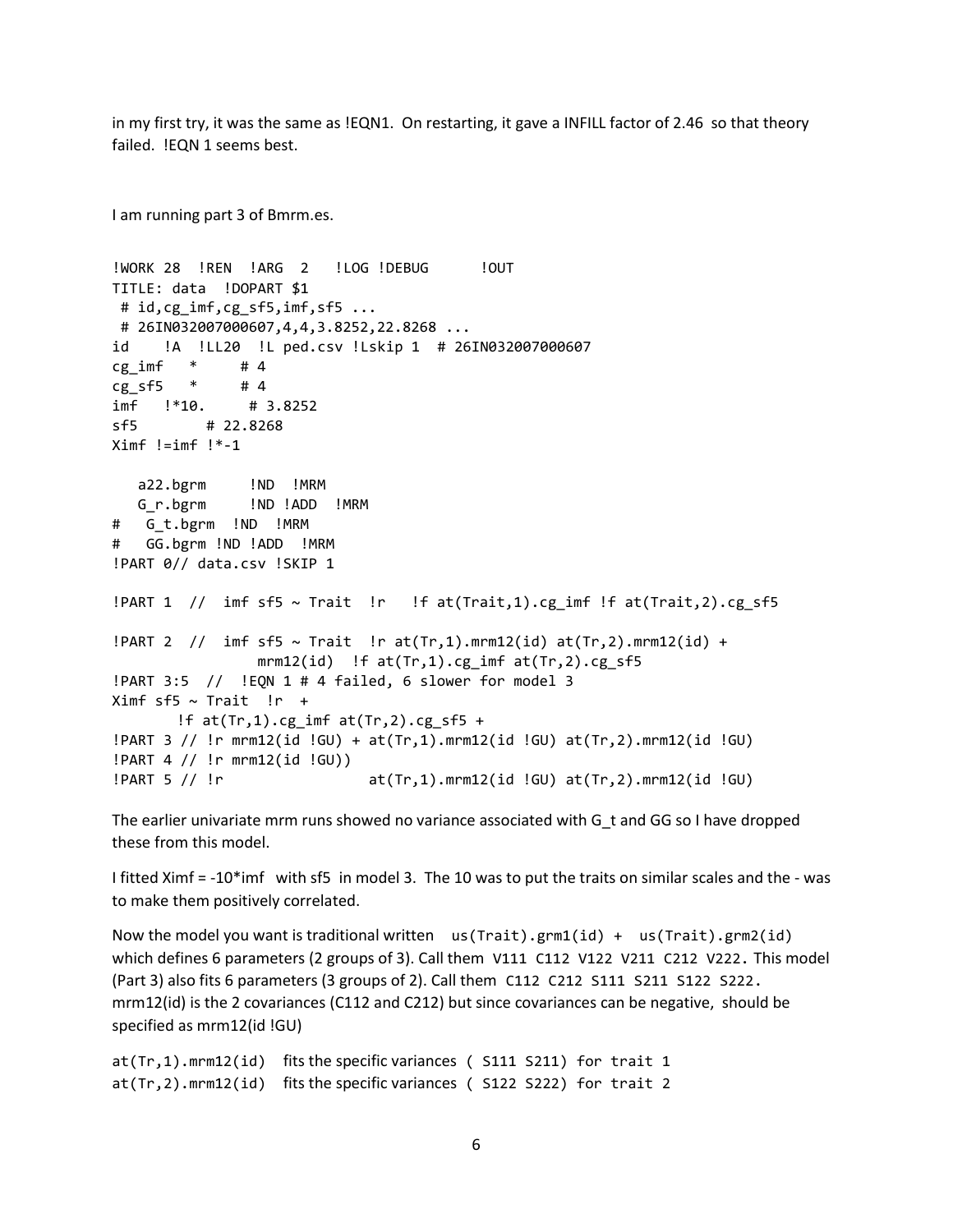in my first try, it was the same as !EQN1. On restarting, it gave a INFILL factor of 2.46 so that theory failed. !EQN 1 seems best.

I am running part 3 of Bmrm.es.

```
!WORK 28  !REN  !ARG  2   !LOG !DEBUG      !OUT
TITLE: data  !DOPART $1
 # id,cg_imf,cg_sf5,imf,sf5 ...
 # 26IN032007000607,4,4,3.8252,22.8268 ...
id    !A  !LL20  !L ped.csv !Lskip 1  # 26IN032007000607
cg_imf   *     # 4
cg_sf5   *     # 4
imf   !*10.     # 3.8252
sf5        # 22.8268
Ximf !=imf !*-1

   a22.bgrm     !ND  !MRM
   G_r.bgrm     !ND !ADD  !MRM
#   G_t.bgrm  !ND  !MRM
#   GG.bgrm !ND !ADD  !MRM
!PART 0// data.csv !SKIP 1

!PART 1  //  imf sf5 ~ Trait  !r   !f at(Trait,1).cg_imf !f at(Trait,2).cg_sf5

!PART 2  //  imf sf5 ~ Trait  !r at(Tr,1).mrm12(id) at(Tr,2).mrm12(id) +
               mrm12(id)  !f at(Tr,1).cg_imf at(Tr,2).cg_sf5
!PART 3:5  //  !EQN 1 # 4 failed, 6 slower for model 3
Ximf sf5 ~ Trait  !r  +
       !f at(Tr,1).cg_imf at(Tr,2).cg_sf5 +
!PART 3 // !r mrm12(id !GU) + at(Tr,1).mrm12(id !GU) at(Tr,2).mrm12(id !GU)
!PART 4 // !r mrm12(id !GU))
!PART 5 // !r                 at(Tr,1).mrm12(id !GU) at(Tr,2).mrm12(id !GU)
```

The earlier univariate mrm runs showed no variance associated with G_t and GG so I have dropped these from this model.

I fitted Ximf = -10*imf with sf5 in model 3. The 10 was to put the traits on similar scales and the - was to make them positively correlated.

Now the model you want is traditional written `us(Trait).grm1(id) + us(Trait).grm2(id)` which defines 6 parameters (2 groups of 3). Call them `V111 C112 V122 V211 C212 V222`. This model (Part 3) also fits 6 parameters (3 groups of 2). Call them `C112 C212 S111 S211 S122 S222`. mrm12(id) is the 2 covariances (C112 and C212) but since covariances can be negative, should be specified as mrm12(id !GU)

`at(Tr,1).mrm12(id)` fits the specific variances ( `S111 S211`) for trait 1
`at(Tr,2).mrm12(id)` fits the specific variances ( `S122 S222`) for trait 2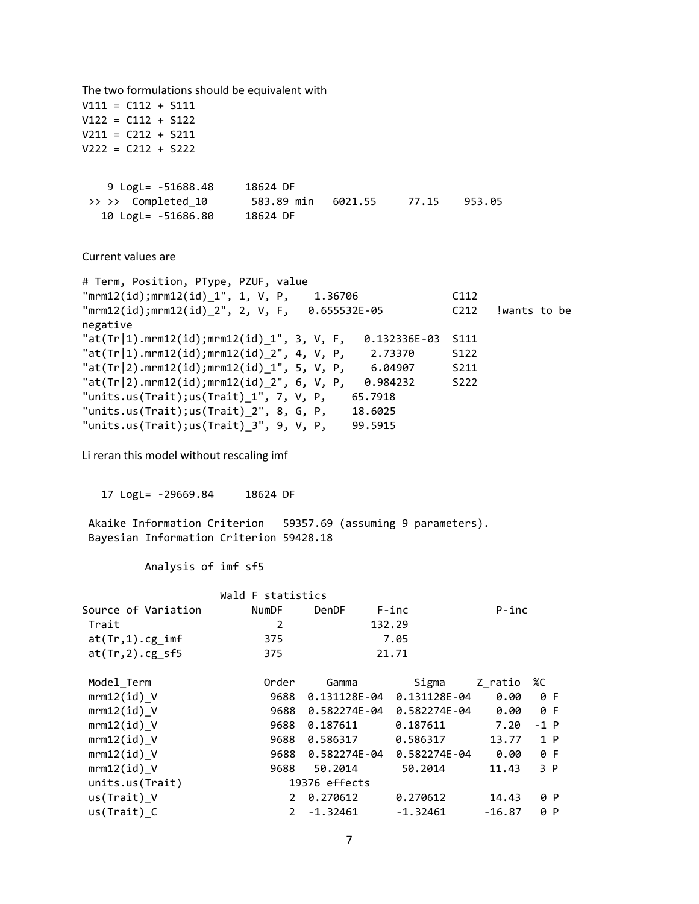The two formulations should be equivalent with

```
V111 = C112 + S111
V122 = C112 + S122
V211 = C212 + S211
V222 = C212 + S222
```

```
    9 LogL= -51688.48     18624 DF
 >> >>  Completed_10       583.89 min   6021.55     77.15    953.05
   10 LogL= -51686.80     18624 DF
```

Current values are

```
# Term, Position, PType, PZUF, value
"mrm12(id);mrm12(id)_1", 1, V, P,    1.36706               C112
"mrm12(id);mrm12(id)_2", 2, V, F,   0.655532E-05           C212   !wants to be
negative
"at(Tr|1).mrm12(id);mrm12(id)_1", 3, V, F,   0.132336E-03  S111
"at(Tr|1).mrm12(id);mrm12(id)_2", 4, V, P,    2.73370      S122
"at(Tr|2).mrm12(id);mrm12(id)_1", 5, V, P,    6.04907      S211
"at(Tr|2).mrm12(id);mrm12(id)_2", 6, V, P,   0.984232      S222
"units.us(Trait);us(Trait)_1", 7, V, P,    65.7918
"units.us(Trait);us(Trait)_2", 8, G, P,    18.6025
"units.us(Trait);us(Trait)_3", 9, V, P,    99.5915
```

Li reran this model without rescaling imf

```
   17 LogL= -29669.84     18624 DF

 Akaike Information Criterion   59357.69 (assuming 9 parameters).
 Bayesian Information Criterion 59428.18

         Analysis of imf sf5

                    Wald F statistics
Source of Variation        NumDF     DenDF     F-inc             P-inc
 Trait                       2              132.29
 at(Tr,1).cg_imf           375                7.05
 at(Tr,2).cg_sf5           375               21.71

 Model_Term                 Order     Gamma         Sigma     Z_ratio  %C
 mrm12(id)_V                 9688  0.131128E-04  0.131128E-04    0.00   0 F
 mrm12(id)_V                 9688  0.582274E-04  0.582274E-04    0.00   0 F
 mrm12(id)_V                 9688  0.187611      0.187611        7.20  -1 P
 mrm12(id)_V                 9688  0.586317      0.586317       13.77   1 P
 mrm12(id)_V                 9688  0.582274E-04  0.582274E-04    0.00   0 F
 mrm12(id)_V                 9688   50.2014       50.2014       11.43   3 P
 units.us(Trait)              19376 effects
 us(Trait)_V                    2  0.270612      0.270612       14.43   0 P
 us(Trait)_C                    2  -1.32461      -1.32461      -16.87   0 P
```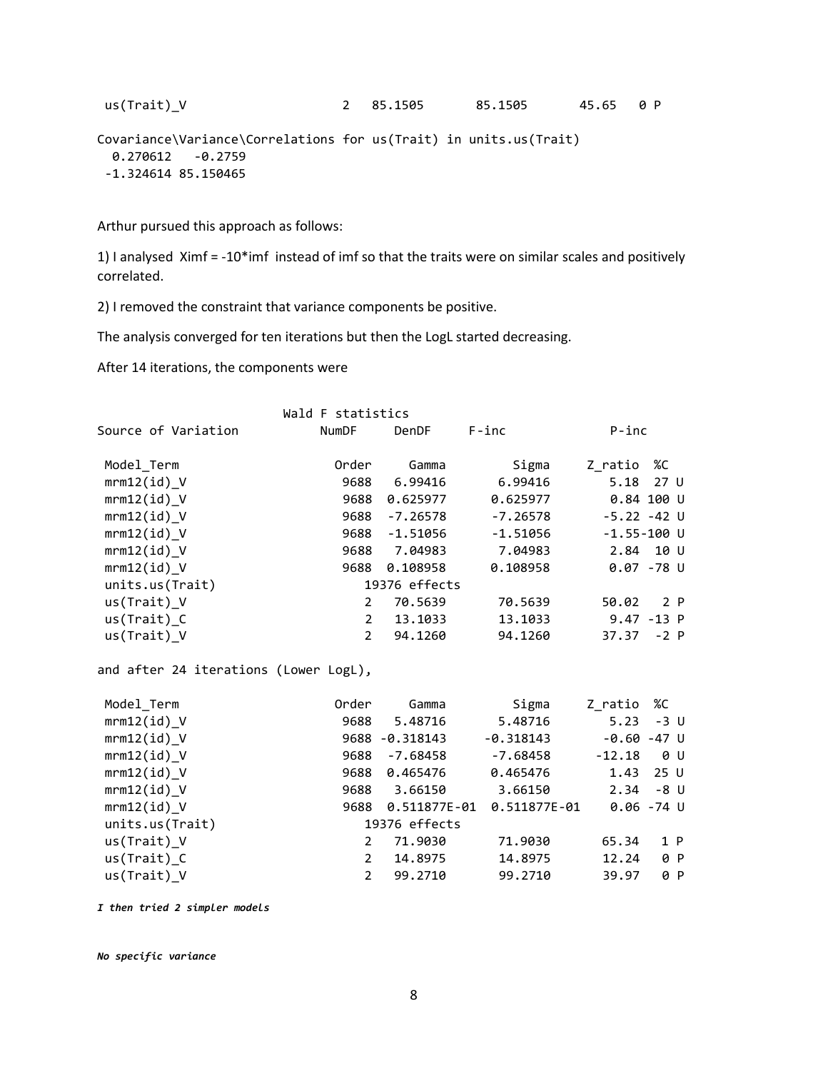```
 us(Trait)_V                     2   85.1505       85.1505       45.65   0 P

Covariance\Variance\Correlations for us(Trait) in units.us(Trait)
  0.270612   -0.2759
 -1.324614 85.150465
```

Arthur pursued this approach as follows:

1) I analysed Ximf = -10*imf instead of imf so that the traits were on similar scales and positively correlated.

2) I removed the constraint that variance components be positive.

The analysis converged for ten iterations but then the LogL started decreasing.

After 14 iterations, the components were

```
                         Wald F statistics
Source of Variation           NumDF     DenDF     F-inc              P-inc

 Model_Term                     Order      Gamma         Sigma     Z_ratio  %C
 mrm12(id)_V                     9688    6.99416       6.99416       5.18  27 U
 mrm12(id)_V                     9688   0.625977      0.625977       0.84 100 U
 mrm12(id)_V                     9688   -7.26578      -7.26578      -5.22 -42 U
 mrm12(id)_V                     9688   -1.51056      -1.51056      -1.55-100 U
 mrm12(id)_V                     9688    7.04983       7.04983       2.84  10 U
 mrm12(id)_V                     9688   0.108958      0.108958       0.07 -78 U
 units.us(Trait)                      19376 effects
 us(Trait)_V                        2    70.5639       70.5639      50.02   2 P
 us(Trait)_C                        2    13.1033       13.1033       9.47 -13 P
 us(Trait)_V                        2    94.1260       94.1260      37.37  -2 P
```

and after 24 iterations (Lower LogL),

```
 Model_Term                     Order      Gamma         Sigma     Z_ratio  %C
 mrm12(id)_V                     9688    5.48716       5.48716       5.23  -3 U
 mrm12(id)_V                     9688  -0.318143     -0.318143      -0.60 -47 U
 mrm12(id)_V                     9688   -7.68458      -7.68458     -12.18   0 U
 mrm12(id)_V                     9688   0.465476      0.465476       1.43  25 U
 mrm12(id)_V                     9688    3.66150       3.66150       2.34  -8 U
 mrm12(id)_V                     9688  0.511877E-01  0.511877E-01    0.06 -74 U
 units.us(Trait)                      19376 effects
 us(Trait)_V                        2    71.9030       71.9030      65.34   1 P
 us(Trait)_C                        2    14.8975       14.8975      12.24   0 P
 us(Trait)_V                        2    99.2710       99.2710      39.97   0 P
```

***I then tried 2 simpler models***

***No specific variance***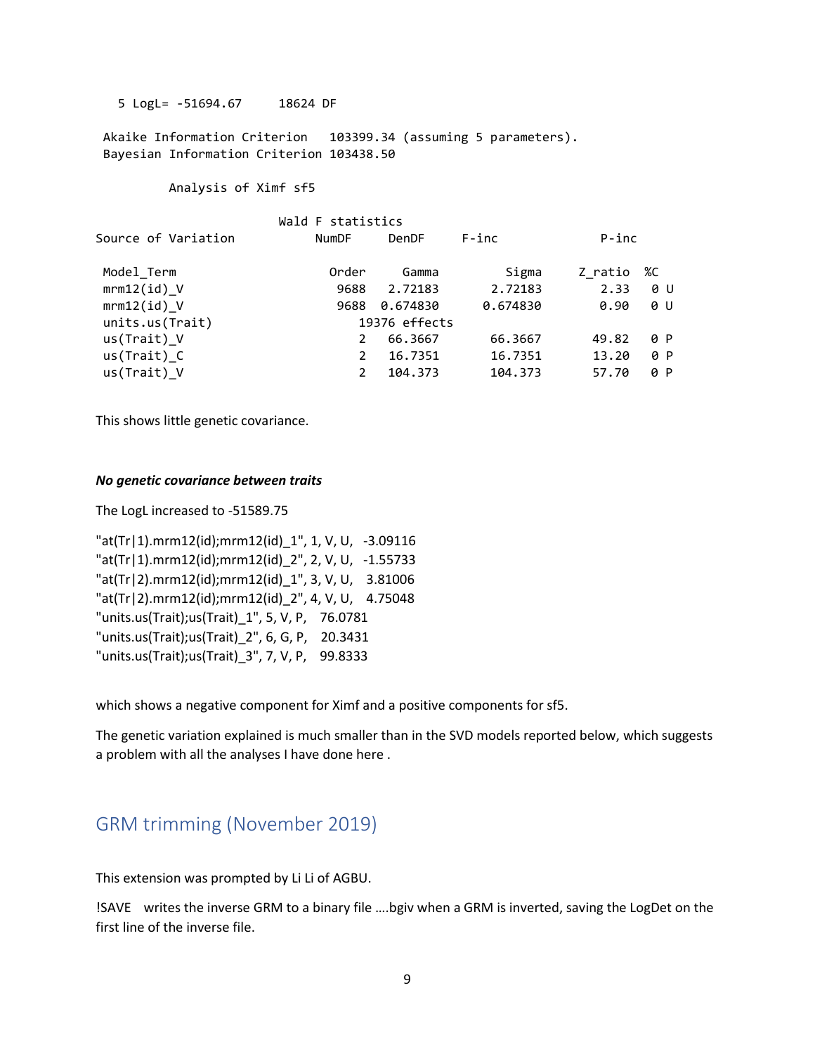```
  5 LogL= -51694.67     18624 DF

 Akaike Information Criterion   103399.34 (assuming 5 parameters).
 Bayesian Information Criterion 103438.50

         Analysis of Ximf sf5

                      Wald F statistics
Source of Variation          NumDF     DenDF     F-inc            P-inc

 Model_Term                   Order     Gamma         Sigma      Z_ratio  %C
 mrm12(id)_V                   9688   2.72183       2.72183        2.33   0 U
 mrm12(id)_V                   9688  0.674830      0.674830        0.90   0 U
 units.us(Trait)                  19376 effects
 us(Trait)_V                      2   66.3667       66.3667       49.82   0 P
 us(Trait)_C                      2   16.7351       16.7351       13.20   0 P
 us(Trait)_V                      2   104.373       104.373       57.70   0 P
```

This shows little genetic covariance.

***No genetic covariance between traits***

The LogL increased to -51589.75

```
"at(Tr|1).mrm12(id);mrm12(id)_1", 1, V, U,   -3.09116
"at(Tr|1).mrm12(id);mrm12(id)_2", 2, V, U,   -1.55733
"at(Tr|2).mrm12(id);mrm12(id)_1", 3, V, U,    3.81006
"at(Tr|2).mrm12(id);mrm12(id)_2", 4, V, U,    4.75048
"units.us(Trait);us(Trait)_1", 5, V, P,    76.0781
"units.us(Trait);us(Trait)_2", 6, G, P,    20.3431
"units.us(Trait);us(Trait)_3", 7, V, P,    99.8333
```

which shows a negative component for Ximf and a positive components for sf5.

The genetic variation explained is much smaller than in the SVD models reported below, which suggests a problem with all the analyses I have done here .

## GRM trimming (November 2019)

This extension was prompted by Li Li of AGBU.

!SAVE writes the inverse GRM to a binary file ….bgiv when a GRM is inverted, saving the LogDet on the first line of the inverse file.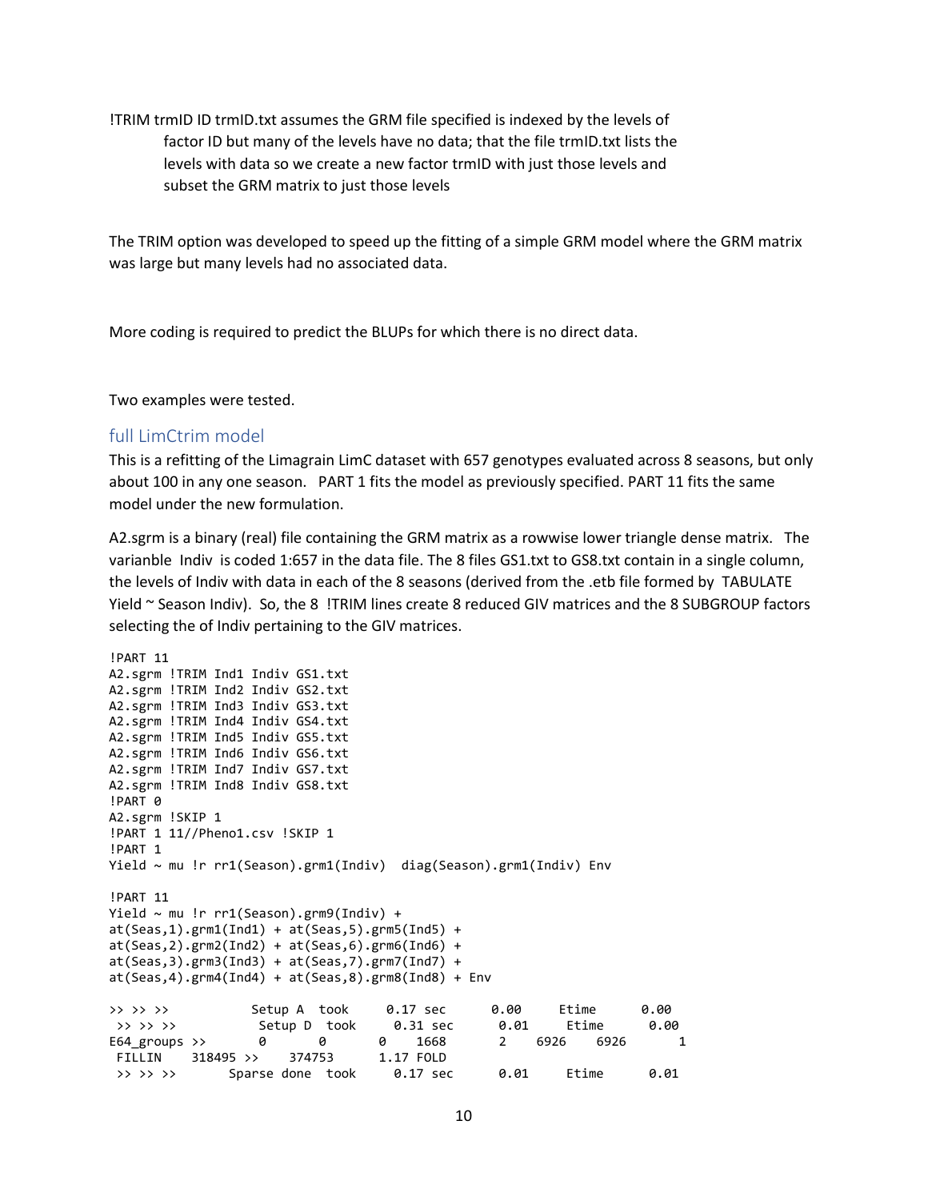!TRIM trmID ID trmID.txt assumes the GRM file specified is indexed by the levels of factor ID but many of the levels have no data; that the file trmID.txt lists the levels with data so we create a new factor trmID with just those levels and subset the GRM matrix to just those levels

The TRIM option was developed to speed up the fitting of a simple GRM model where the GRM matrix was large but many levels had no associated data.

More coding is required to predict the BLUPs for which there is no direct data.

Two examples were tested.

## full LimCtrim model

This is a refitting of the Limagrain LimC dataset with 657 genotypes evaluated across 8 seasons, but only about 100 in any one season. PART 1 fits the model as previously specified. PART 11 fits the same model under the new formulation.

A2.sgrm is a binary (real) file containing the GRM matrix as a rowwise lower triangle dense matrix. The varianble Indiv is coded 1:657 in the data file. The 8 files GS1.txt to GS8.txt contain in a single column, the levels of Indiv with data in each of the 8 seasons (derived from the .etb file formed by TABULATE Yield ~ Season Indiv). So, the 8 !TRIM lines create 8 reduced GIV matrices and the 8 SUBGROUP factors selecting the of Indiv pertaining to the GIV matrices.

```
!PART 11
A2.sgrm !TRIM Ind1 Indiv GS1.txt
A2.sgrm !TRIM Ind2 Indiv GS2.txt
A2.sgrm !TRIM Ind3 Indiv GS3.txt
A2.sgrm !TRIM Ind4 Indiv GS4.txt
A2.sgrm !TRIM Ind5 Indiv GS5.txt
A2.sgrm !TRIM Ind6 Indiv GS6.txt
A2.sgrm !TRIM Ind7 Indiv GS7.txt
A2.sgrm !TRIM Ind8 Indiv GS8.txt
!PART 0
A2.sgrm !SKIP 1
!PART 1 11//Pheno1.csv !SKIP 1
!PART 1
Yield ~ mu !r rr1(Season).grm1(Indiv)  diag(Season).grm1(Indiv) Env

!PART 11
Yield ~ mu !r rr1(Season).grm9(Indiv) +
at(Seas,1).grm1(Ind1) + at(Seas,5).grm5(Ind5) +
at(Seas,2).grm2(Ind2) + at(Seas,6).grm6(Ind6) +
at(Seas,3).grm3(Ind3) + at(Seas,7).grm7(Ind7) +
at(Seas,4).grm4(Ind4) + at(Seas,8).grm8(Ind8) + Env

>> >> >>          Setup A  took     0.17 sec      0.00     Etime      0.00
 >> >> >>          Setup D  took     0.31 sec      0.01     Etime      0.00
E64_groups >>       0       0       0    1668       2    6926    6926       1
 FILLIN    318495 >>    374753      1.17 FOLD
 >> >> >>       Sparse done  took     0.17 sec      0.01     Etime      0.01
```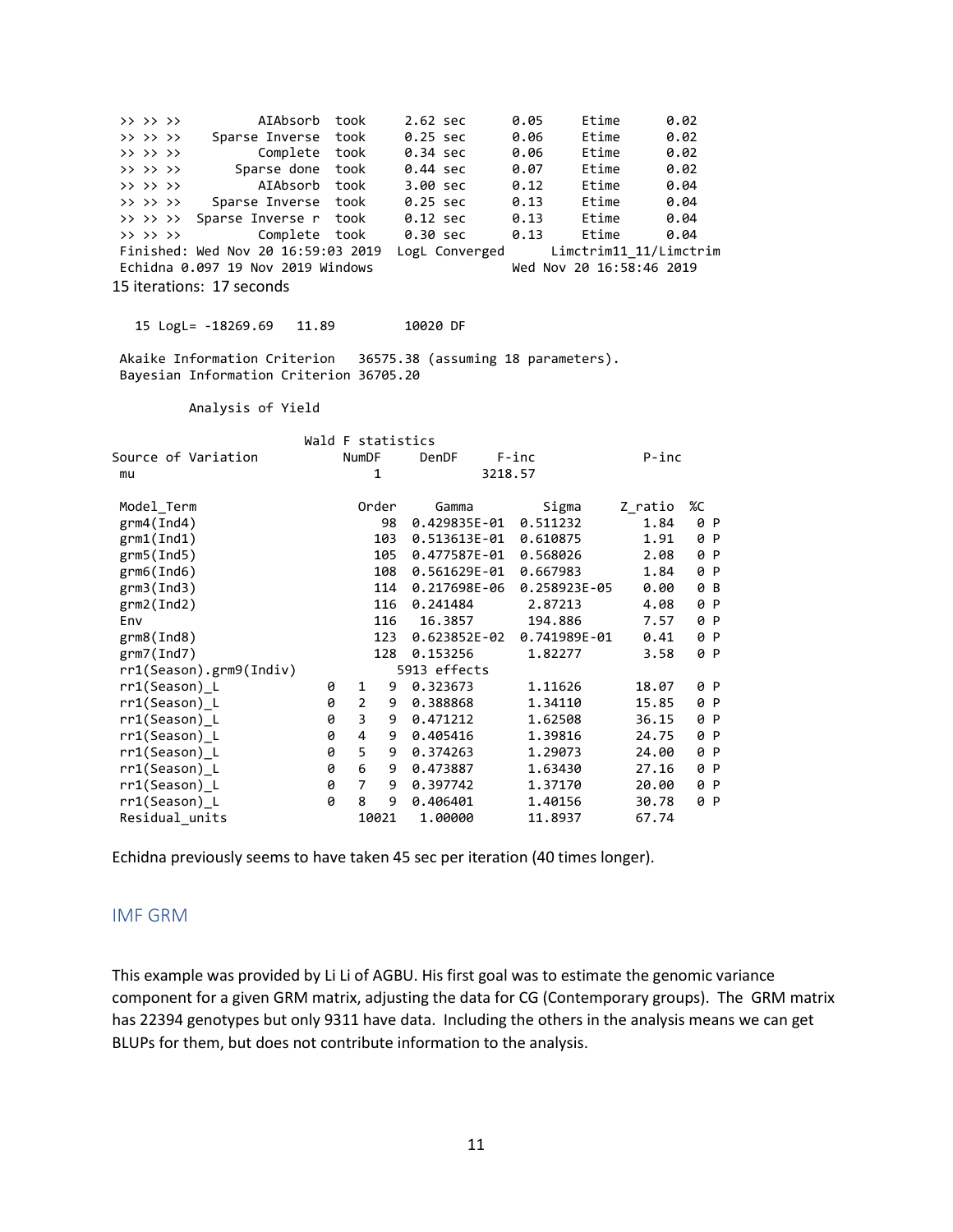```
>> >> >>          AIAbsorb  took      2.62 sec      0.05      Etime       0.02
>> >> >>    Sparse Inverse  took      0.25 sec      0.06      Etime       0.02
>> >> >>          Complete  took      0.34 sec      0.06      Etime       0.02
>> >> >>       Sparse done  took      0.44 sec      0.07      Etime       0.02
>> >> >>          AIAbsorb  took      3.00 sec      0.12      Etime       0.04
>> >> >>    Sparse Inverse  took      0.25 sec      0.13      Etime       0.04
>> >> >>  Sparse Inverse r  took      0.12 sec      0.13      Etime       0.04
>> >> >>          Complete  took      0.30 sec      0.13      Etime       0.04
Finished: Wed Nov 20 16:59:03 2019  LogL Converged      Limctrim11_11/Limctrim
Echidna 0.097 19 Nov 2019 Windows                    Wed Nov 20 16:58:46 2019
```

15 iterations: 17 seconds

```
  15 LogL= -18269.69   11.89         10020 DF

 Akaike Information Criterion   36575.38 (assuming 18 parameters).
 Bayesian Information Criterion 36705.20

          Analysis of Yield

                          Wald F statistics
Source of Variation          NumDF     DenDF     F-inc              P-inc
 mu                            1             3218.57

 Model_Term                     Order     Gamma          Sigma      Z_ratio  %C
 grm4(Ind4)                       98  0.429835E-01  0.511232        1.84    0 P
 grm1(Ind1)                      103  0.513613E-01  0.610875        1.91    0 P
 grm5(Ind5)                      105  0.477587E-01  0.568026        2.08    0 P
 grm6(Ind6)                      108  0.561629E-01  0.667983        1.84    0 P
 grm3(Ind3)                      114  0.217698E-06  0.258923E-05    0.00    0 B
 grm2(Ind2)                      116  0.241484       2.87213        4.08    0 P
 Env                             116   16.3857       194.886        7.57    0 P
 grm8(Ind8)                      123  0.623852E-02  0.741989E-01    0.41    0 P
 grm7(Ind7)                      128  0.153256       1.82277        3.58    0 P
 rr1(Season).grm9(Indiv)           5913 effects
 rr1(Season)_L              0   1    9  0.323673      1.11626        18.07    0 P
 rr1(Season)_L              0   2    9  0.388868      1.34110        15.85    0 P
 rr1(Season)_L              0   3    9  0.471212      1.62508        36.15    0 P
 rr1(Season)_L              0   4    9  0.405416      1.39816        24.75    0 P
 rr1(Season)_L              0   5    9  0.374263      1.29073        24.00    0 P
 rr1(Season)_L              0   6    9  0.473887      1.63430        27.16    0 P
 rr1(Season)_L              0   7    9  0.397742      1.37170        20.00    0 P
 rr1(Season)_L              0   8    9  0.406401      1.40156        30.78    0 P
 Residual_units               10021   1.00000       11.8937        67.74
```

Echidna previously seems to have taken 45 sec per iteration (40 times longer).

## IMF GRM

This example was provided by Li Li of AGBU. His first goal was to estimate the genomic variance component for a given GRM matrix, adjusting the data for CG (Contemporary groups). The GRM matrix has 22394 genotypes but only 9311 have data. Including the others in the analysis means we can get BLUPs for them, but does not contribute information to the analysis.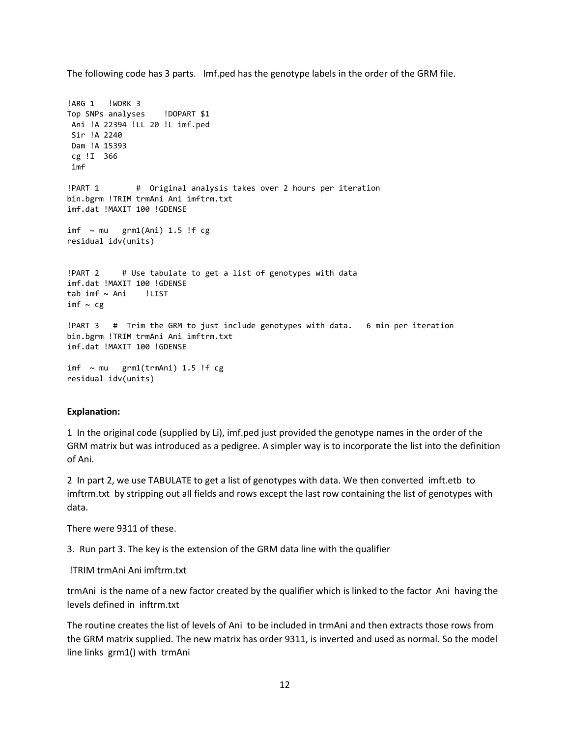The following code has 3 parts. Imf.ped has the genotype labels in the order of the GRM file.

```
!ARG 1   !WORK 3
Top SNPs analyses    !DOPART $1
 Ani !A 22394 !LL 20 !L imf.ped
 Sir !A 2240
 Dam !A 15393
 cg !I  366
 imf

!PART 1        #  Original analysis takes over 2 hours per iteration
bin.bgrm !TRIM trmAni Ani imftrm.txt
imf.dat !MAXIT 100 !GDENSE

imf  ~ mu   grm1(Ani) 1.5 !f cg
residual idv(units)


!PART 2     # Use tabulate to get a list of genotypes with data
imf.dat !MAXIT 100 !GDENSE
tab imf ~ Ani    !LIST
imf ~ cg

!PART 3   #  Trim the GRM to just include genotypes with data.   6 min per iteration
bin.bgrm !TRIM trmAni Ani imftrm.txt
imf.dat !MAXIT 100 !GDENSE

imf  ~ mu   grm1(trmAni) 1.5 !f cg
residual idv(units)
```

**Explanation:**

1 In the original code (supplied by Li), imf.ped just provided the genotype names in the order of the GRM matrix but was introduced as a pedigree. A simpler way is to incorporate the list into the definition of Ani.

2 In part 2, we use TABULATE to get a list of genotypes with data. We then converted imft.etb to imftrm.txt by stripping out all fields and rows except the last row containing the list of genotypes with data.

There were 9311 of these.

3. Run part 3. The key is the extension of the GRM data line with the qualifier

!TRIM trmAni Ani imftrm.txt

trmAni is the name of a new factor created by the qualifier which is linked to the factor Ani having the levels defined in inftrm.txt

The routine creates the list of levels of Ani to be included in trmAni and then extracts those rows from the GRM matrix supplied. The new matrix has order 9311, is inverted and used as normal. So the model line links grm1() with trmAni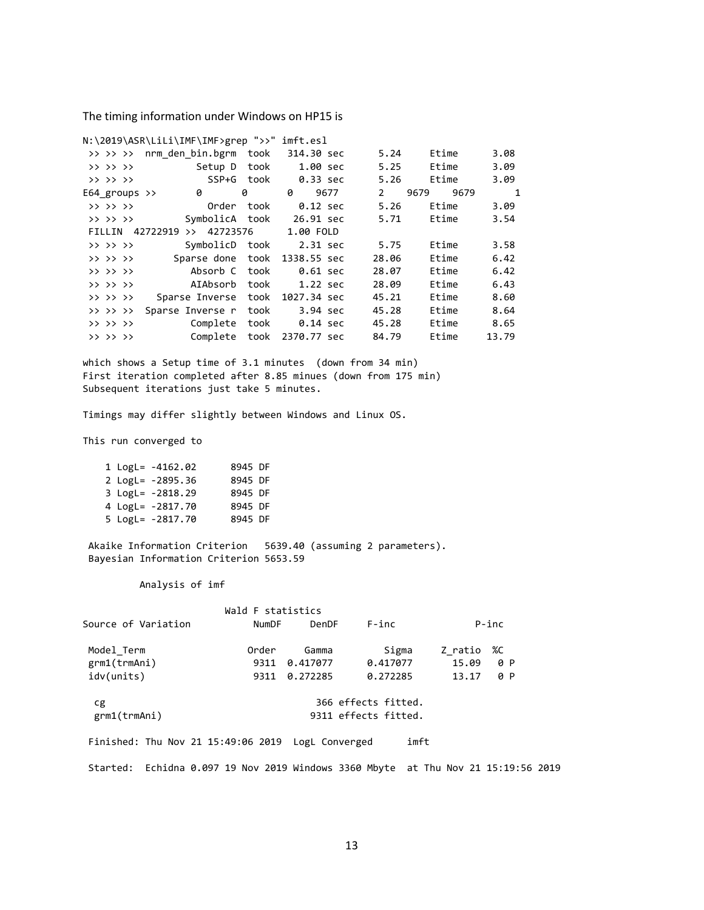The timing information under Windows on HP15 is

```
N:\2019\ASR\LiLi\IMF\IMF>grep ">>" imft.esl
 >> >> >>  nrm_den_bin.bgrm  took   314.30 sec      5.24     Etime      3.08
 >> >> >>           Setup D  took     1.00 sec      5.25     Etime      3.09
 >> >> >>             SSP+G  took     0.33 sec      5.26     Etime      3.09
E64_groups >>       0       0       0    9677       2    9679    9679       1
 >> >> >>             Order  took     0.12 sec      5.26     Etime      3.09
 >> >> >>         SymbolicA  took    26.91 sec      5.71     Etime      3.54
 FILLIN  42722919 >>  42723576      1.00 FOLD
 >> >> >>         SymbolicD  took     2.31 sec      5.75     Etime      3.58
 >> >> >>       Sparse done  took  1338.55 sec     28.06     Etime      6.42
 >> >> >>          Absorb C  took     0.61 sec     28.07     Etime      6.42
 >> >> >>          AIAbsorb  took     1.22 sec     28.09     Etime      6.43
 >> >> >>    Sparse Inverse  took  1027.34 sec     45.21     Etime      8.60
 >> >> >>  Sparse Inverse r  took     3.94 sec     45.28     Etime      8.64
 >> >> >>          Complete  took     0.14 sec     45.28     Etime      8.65
 >> >> >>          Complete  took  2370.77 sec     84.79     Etime     13.79

which shows a Setup time of 3.1 minutes  (down from 34 min)
First iteration completed after 8.85 minues (down from 175 min)
Subsequent iterations just take 5 minutes.

Timings may differ slightly between Windows and Linux OS.

This run converged to

    1 LogL= -4162.02      8945 DF
    2 LogL= -2895.36      8945 DF
    3 LogL= -2818.29      8945 DF
    4 LogL= -2817.70      8945 DF
    5 LogL= -2817.70      8945 DF

 Akaike Information Criterion   5639.40 (assuming 2 parameters).
 Bayesian Information Criterion 5653.59

          Analysis of imf

                         Wald F statistics
Source of Variation           NumDF     DenDF     F-inc             P-inc

 Model_Term                 Order     Gamma         Sigma     Z_ratio  %C
 grm1(trmAni)                9311  0.417077      0.417077      15.09   0 P
 idv(units)                  9311  0.272285      0.272285      13.17   0 P

  cg                                    366 effects fitted.
  grm1(trmAni)                         9311 effects fitted.

 Finished: Thu Nov 21 15:49:06 2019  LogL Converged      imft

 Started:  Echidna 0.097 19 Nov 2019 Windows 3360 Mbyte  at Thu Nov 21 15:19:56 2019
```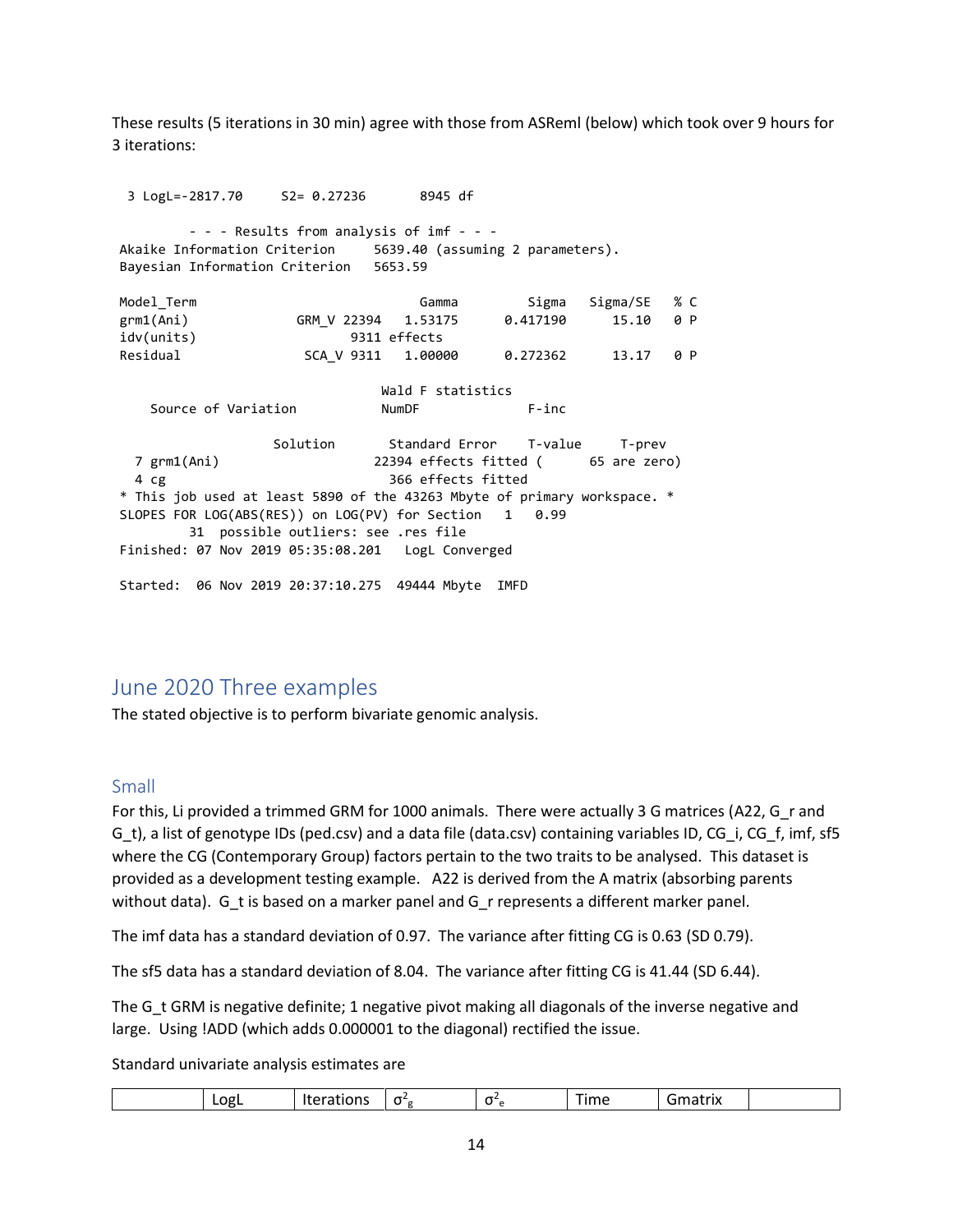These results (5 iterations in 30 min) agree with those from ASReml (below) which took over 9 hours for 3 iterations:

```
  3 LogL=-2817.70     S2= 0.27236       8945 df

        - - - Results from analysis of imf - - -
 Akaike Information Criterion     5639.40 (assuming 2 parameters).
 Bayesian Information Criterion   5653.59

 Model_Term                           Gamma         Sigma   Sigma/SE   % C
 grm1(Ani)            GRM_V 22394   1.53175      0.417190      15.10   0 P
 idv(units)                  9311 effects
 Residual              SCA_V 9311   1.00000      0.272362      13.17   0 P

                                 Wald F statistics
    Source of Variation           NumDF              F-inc

                   Solution       Standard Error    T-value     T-prev
  7 grm1(Ani)                 22394 effects fitted (      65 are zero)
  4 cg                          366 effects fitted
 * This job used at least 5890 of the 43263 Mbyte of primary workspace. *
 SLOPES FOR LOG(ABS(RES)) on LOG(PV) for Section   1   0.99
         31  possible outliers: see .res file
 Finished: 07 Nov 2019 05:35:08.201   LogL Converged

 Started:  06 Nov 2019 20:37:10.275  49444 Mbyte  IMFD
```

## June 2020 Three examples

The stated objective is to perform bivariate genomic analysis.

### Small

For this, Li provided a trimmed GRM for 1000 animals. There were actually 3 G matrices (A22, G_r and G_t), a list of genotype IDs (ped.csv) and a data file (data.csv) containing variables ID, CG_i, CG_f, imf, sf5 where the CG (Contemporary Group) factors pertain to the two traits to be analysed. This dataset is provided as a development testing example. A22 is derived from the A matrix (absorbing parents without data). G_t is based on a marker panel and G_r represents a different marker panel.

The imf data has a standard deviation of 0.97. The variance after fitting CG is 0.63 (SD 0.79).

The sf5 data has a standard deviation of 8.04. The variance after fitting CG is 41.44 (SD 6.44).

The G_t GRM is negative definite; 1 negative pivot making all diagonals of the inverse negative and large. Using !ADD (which adds 0.000001 to the diagonal) rectified the issue.

Standard univariate analysis estimates are

|  | LogL | Iterations | $\sigma^2_g$ | $\sigma^2_e$ | Time | Gmatrix |  |
|---|---|---|---|---|---|---|---|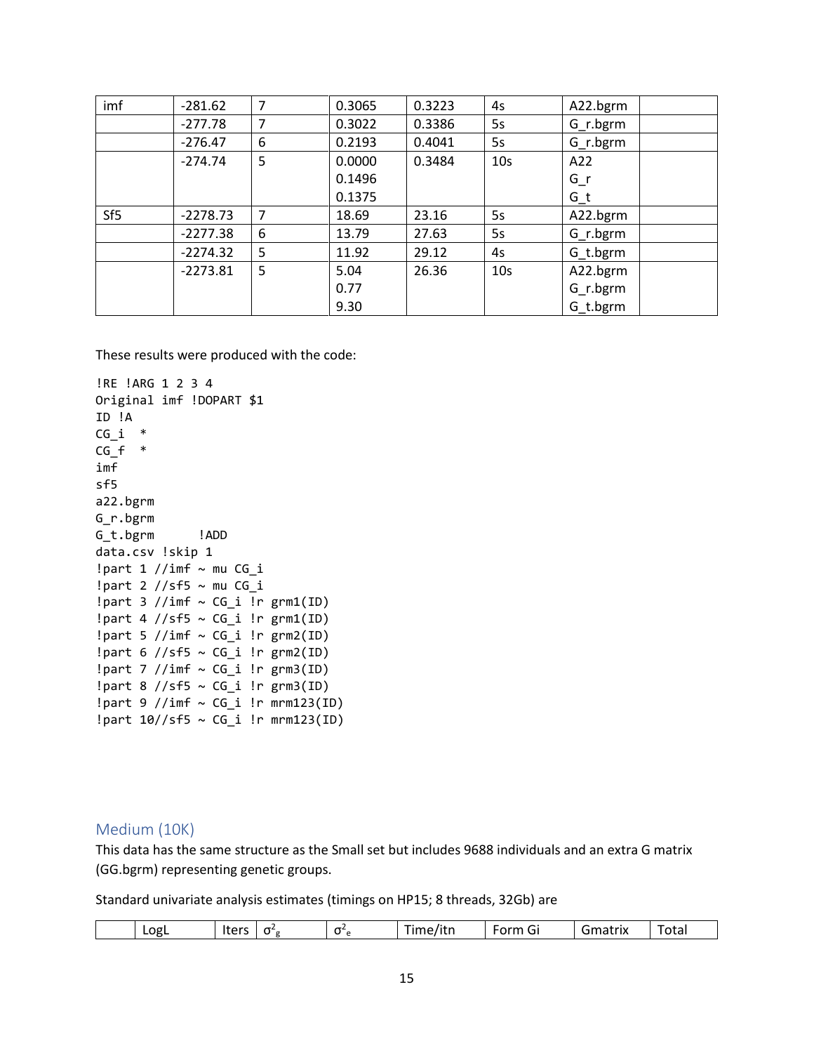| imf | -281.62 | 7 | 0.3065 | 0.3223 | 4s | A22.bgrm | |
|---|---|---|---|---|---|---|---|
| | -277.78 | 7 | 0.3022 | 0.3386 | 5s | G_r.bgrm | |
| | -276.47 | 6 | 0.2193 | 0.4041 | 5s | G_r.bgrm | |
| | -274.74 | 5 | 0.0000<br>0.1496<br>0.1375 | 0.3484 | 10s | A22<br>G_r<br>G_t | |
| Sf5 | -2278.73 | 7 | 18.69 | 23.16 | 5s | A22.bgrm | |
| | -2277.38 | 6 | 13.79 | 27.63 | 5s | G_r.bgrm | |
| | -2274.32 | 5 | 11.92 | 29.12 | 4s | G_t.bgrm | |
| | -2273.81 | 5 | 5.04<br>0.77<br>9.30 | 26.36 | 10s | A22.bgrm<br>G_r.bgrm<br>G_t.bgrm | |

These results were produced with the code:

```
!RE !ARG 1 2 3 4
Original imf !DOPART $1
ID !A
CG_i  *
CG_f  *
imf
sf5
a22.bgrm
G_r.bgrm
G_t.bgrm      !ADD
data.csv !skip 1
!part 1 //imf ~ mu CG_i
!part 2 //sf5 ~ mu CG_i
!part 3 //imf ~ CG_i !r grm1(ID)
!part 4 //sf5 ~ CG_i !r grm1(ID)
!part 5 //imf ~ CG_i !r grm2(ID)
!part 6 //sf5 ~ CG_i !r grm2(ID)
!part 7 //imf ~ CG_i !r grm3(ID)
!part 8 //sf5 ~ CG_i !r grm3(ID)
!part 9 //imf ~ CG_i !r mrm123(ID)
!part 10//sf5 ~ CG_i !r mrm123(ID)
```

## Medium (10K)

This data has the same structure as the Small set but includes 9688 individuals and an extra G matrix (GG.bgrm) representing genetic groups.

Standard univariate analysis estimates (timings on HP15; 8 threads, 32Gb) are

| | LogL | Iters | $\sigma^2_g$ | $\sigma^2_e$ | Time/itn | Form Gi | Gmatrix | Total |
|---|---|---|---|---|---|---|---|---|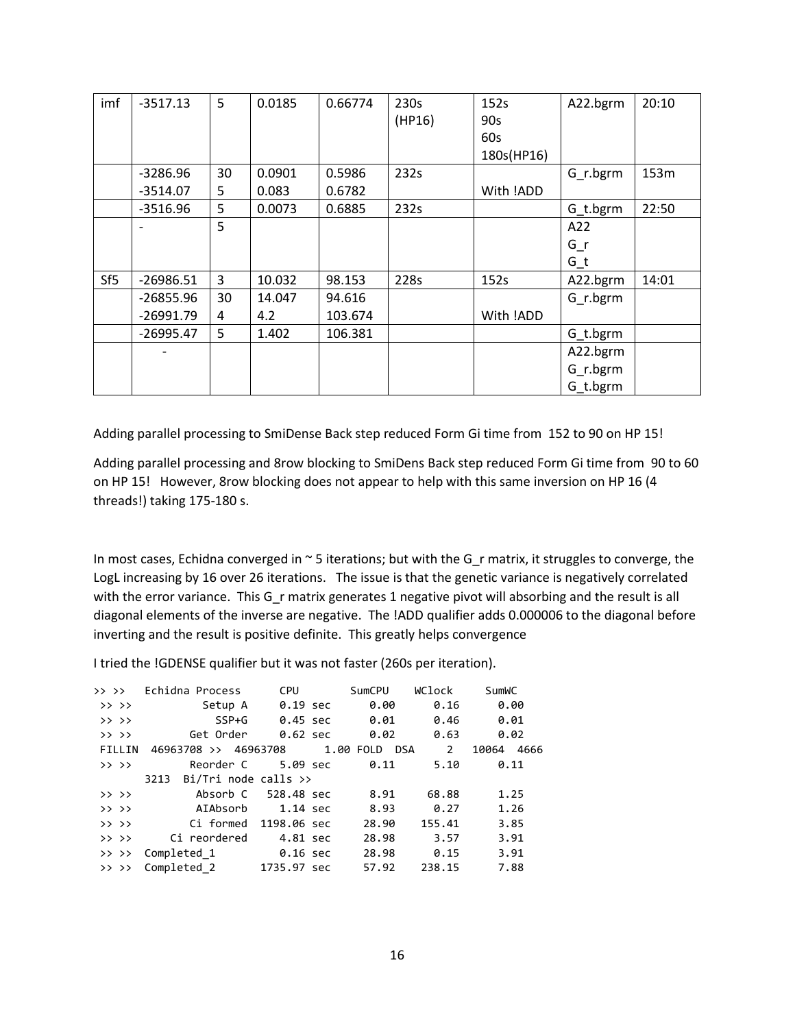| imf | -3517.13 | 5 | 0.0185 | 0.66774 | 230s (HP16) | 152s 90s 60s 180s(HP16) | A22.bgrm | 20:10 |
|---|---|---|---|---|---|---|---|---|
| | -3286.96 -3514.07 | 30 5 | 0.0901 0.083 | 0.5986 0.6782 | 232s | With !ADD | G_r.bgrm | 153m |
| | -3516.96 | 5 | 0.0073 | 0.6885 | 232s | | G_t.bgrm | 22:50 |
| | - | 5 | | | | | A22 G_r G_t | |
| Sf5 | -26986.51 | 3 | 10.032 | 98.153 | 228s | 152s | A22.bgrm | 14:01 |
| | -26855.96 -26991.79 | 30 4 | 14.047 4.2 | 94.616 103.674 | | With !ADD | G_r.bgrm | |
| | -26995.47 | 5 | 1.402 | 106.381 | | | G_t.bgrm | |
| | - | | | | | | A22.bgrm G_r.bgrm G_t.bgrm | |

Adding parallel processing to SmiDense Back step reduced Form Gi time from 152 to 90 on HP 15!

Adding parallel processing and 8row blocking to SmiDens Back step reduced Form Gi time from 90 to 60 on HP 15! However, 8row blocking does not appear to help with this same inversion on HP 16 (4 threads!) taking 175-180 s.

In most cases, Echidna converged in ~ 5 iterations; but with the G_r matrix, it struggles to converge, the LogL increasing by 16 over 26 iterations. The issue is that the genetic variance is negatively correlated with the error variance. This G_r matrix generates 1 negative pivot will absorbing and the result is all diagonal elements of the inverse are negative. The !ADD qualifier adds 0.000006 to the diagonal before inverting and the result is positive definite. This greatly helps convergence

I tried the !GDENSE qualifier but it was not faster (260s per iteration).

```
>> >>   Echidna Process      CPU        SumCPU    WClock     SumWC
 >> >>          Setup A     0.19 sec      0.00      0.16      0.00
 >> >>            SSP+G     0.45 sec      0.01      0.46      0.01
 >> >>        Get Order     0.62 sec      0.02      0.63      0.02
 FILLIN  46963708 >>  46963708      1.00 FOLD  DSA     2   10064  4666
 >> >>        Reorder C     5.09 sec      0.11      5.10      0.11
        3213  Bi/Tri node calls >>
 >> >>         Absorb C   528.48 sec      8.91     68.88      1.25
 >> >>         AIAbsorb     1.14 sec      8.93      0.27      1.26
 >> >>        Ci formed  1198.06 sec     28.90    155.41      3.85
 >> >>      Ci reordered     4.81 sec     28.98      3.57      3.91
 >> >>  Completed_1         0.16 sec     28.98      0.15      3.91
 >> >>  Completed_2      1735.97 sec     57.92    238.15      7.88
```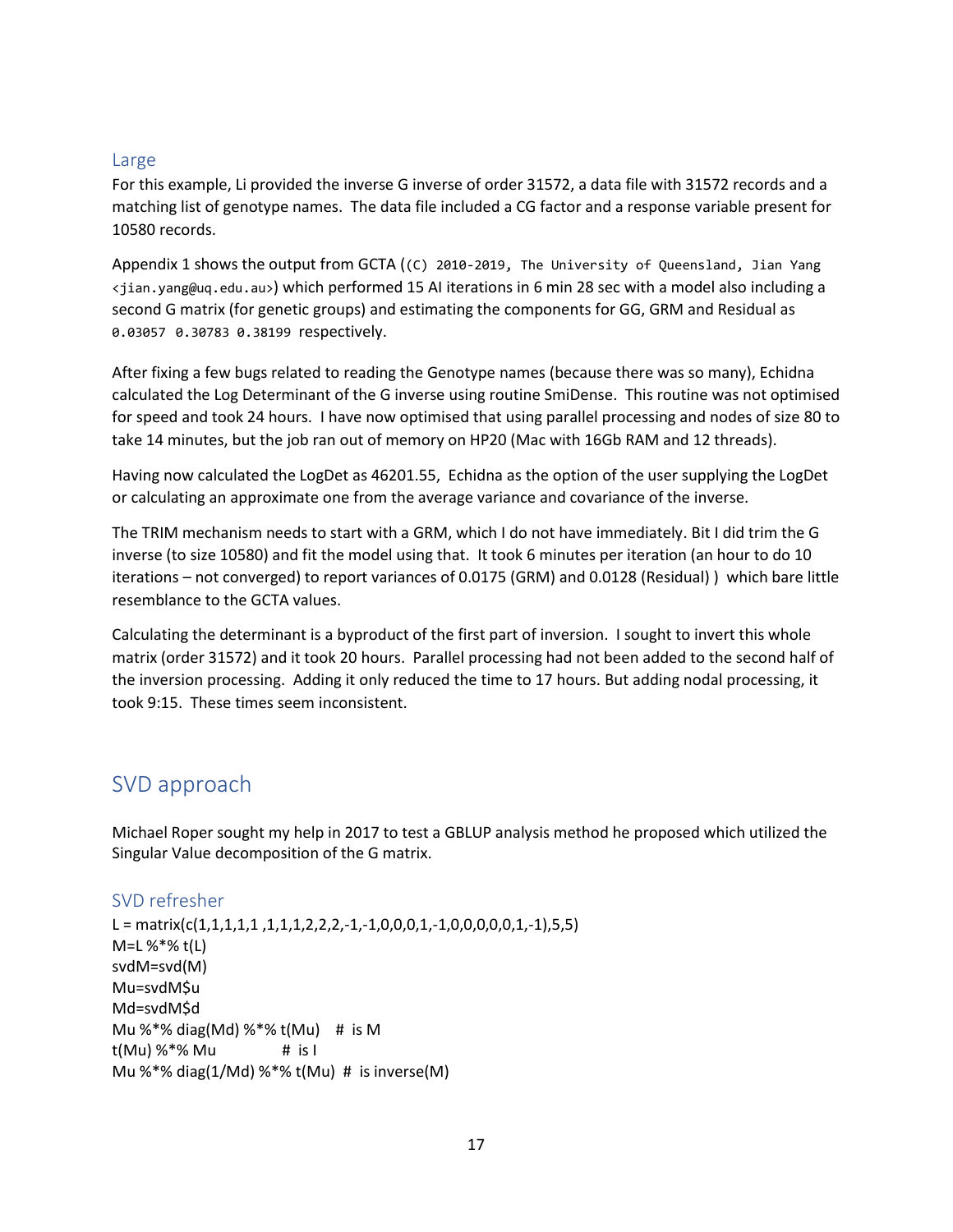### Large

For this example, Li provided the inverse G inverse of order 31572, a data file with 31572 records and a matching list of genotype names. The data file included a CG factor and a response variable present for 10580 records.

Appendix 1 shows the output from GCTA (`(C) 2010-2019, The University of Queensland, Jian Yang <jian.yang@uq.edu.au>`) which performed 15 AI iterations in 6 min 28 sec with a model also including a second G matrix (for genetic groups) and estimating the components for GG, GRM and Residual as `0.03057 0.30783 0.38199` respectively.

After fixing a few bugs related to reading the Genotype names (because there was so many), Echidna calculated the Log Determinant of the G inverse using routine SmiDense. This routine was not optimised for speed and took 24 hours. I have now optimised that using parallel processing and nodes of size 80 to take 14 minutes, but the job ran out of memory on HP20 (Mac with 16Gb RAM and 12 threads).

Having now calculated the LogDet as 46201.55, Echidna as the option of the user supplying the LogDet or calculating an approximate one from the average variance and covariance of the inverse.

The TRIM mechanism needs to start with a GRM, which I do not have immediately. Bit I did trim the G inverse (to size 10580) and fit the model using that. It took 6 minutes per iteration (an hour to do 10 iterations – not converged) to report variances of 0.0175 (GRM) and 0.0128 (Residual) ) which bare little resemblance to the GCTA values.

Calculating the determinant is a byproduct of the first part of inversion. I sought to invert this whole matrix (order 31572) and it took 20 hours. Parallel processing had not been added to the second half of the inversion processing. Adding it only reduced the time to 17 hours. But adding nodal processing, it took 9:15. These times seem inconsistent.

## SVD approach

Michael Roper sought my help in 2017 to test a GBLUP analysis method he proposed which utilized the Singular Value decomposition of the G matrix.

### SVD refresher

```
L = matrix(c(1,1,1,1,1 ,1,1,1,2,2,2,-1,-1,0,0,0,1,-1,0,0,0,0,0,1,-1),5,5)
M=L %*% t(L)
svdM=svd(M)
Mu=svdM$u
Md=svdM$d
Mu %*% diag(Md) %*% t(Mu)   # is M
t(Mu) %*% Mu             # is I
Mu %*% diag(1/Md) %*% t(Mu)  # is inverse(M)
```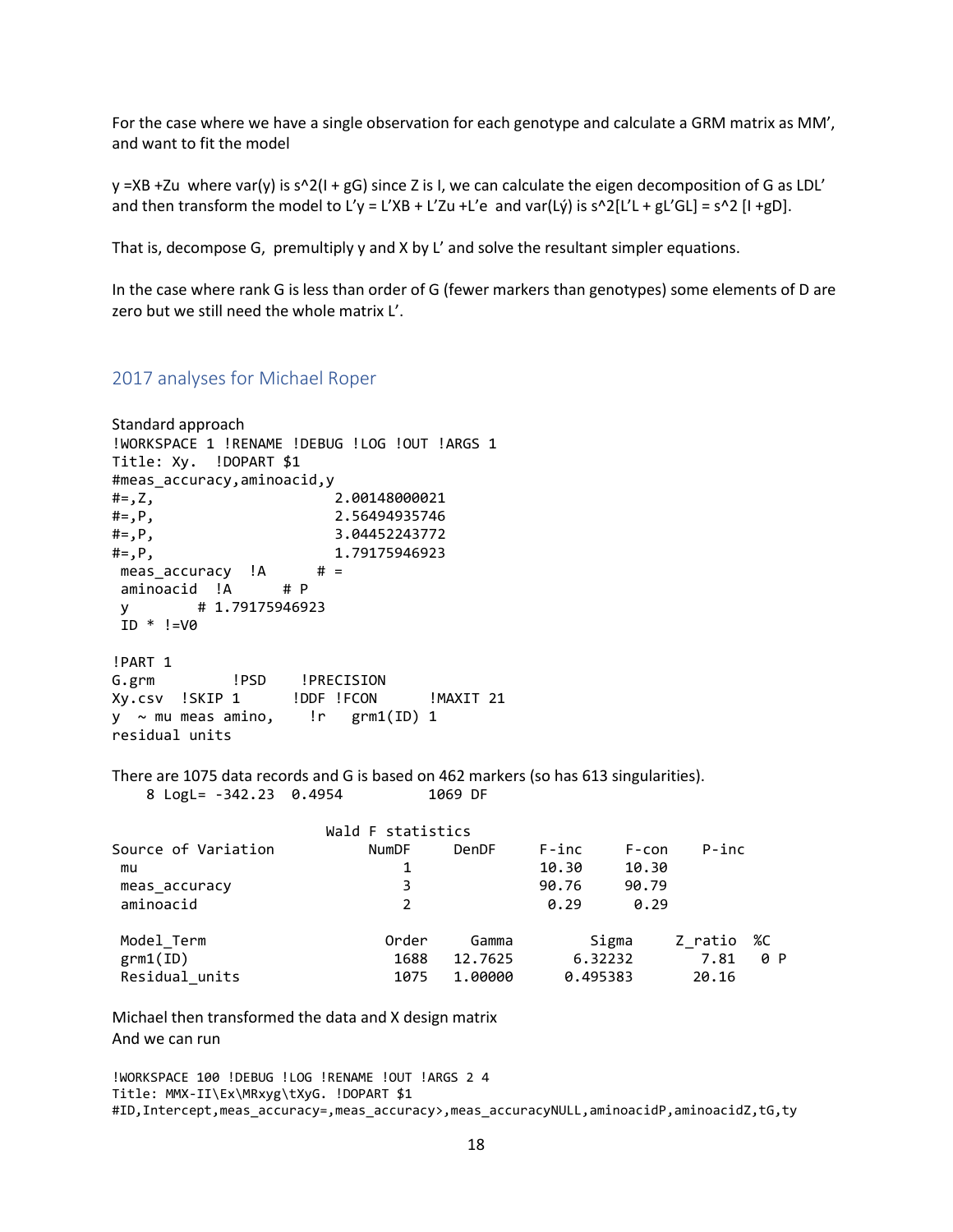For the case where we have a single observation for each genotype and calculate a GRM matrix as MM', and want to fit the model

y =XB +Zu where var(y) is s^2(I + gG) since Z is I, we can calculate the eigen decomposition of G as LDL' and then transform the model to L'y = L'XB + L'Zu +L'e and var(Lý) is s^2[L'L + gL'GL] = s^2 [I +gD].

That is, decompose G, premultiply y and X by L' and solve the resultant simpler equations.

In the case where rank G is less than order of G (fewer markers than genotypes) some elements of D are zero but we still need the whole matrix L'.

## 2017 analyses for Michael Roper

Standard approach

```
!WORKSPACE 1 !RENAME !DEBUG !LOG !OUT !ARGS 1
Title: Xy.  !DOPART $1
#meas_accuracy,aminoacid,y
#=,Z,                    2.00148000021
#=,P,                    2.56494935746
#=,P,                    3.04452243772
#=,P,                    1.79175946923
 meas_accuracy  !A      # =
 aminoacid  !A      # P
 y        # 1.79175946923
 ID * !=V0

!PART 1
G.grm         !PSD    !PRECISION
Xy.csv  !SKIP 1      !DDF !FCON      !MAXIT 21
y  ~ mu meas amino,    !r   grm1(ID) 1
residual units
```

There are 1075 data records and G is based on 462 markers (so has 613 singularities).

```
    8 LogL= -342.23  0.4954          1069 DF

                        Wald F statistics
Source of Variation          NumDF     DenDF     F-inc     F-con    P-inc
 mu                              1               10.30     10.30
 meas_accuracy                   3               90.76     90.79
 aminoacid                       2                0.29      0.29

 Model_Term                    Order     Gamma        Sigma     Z_ratio  %C
 grm1(ID)                       1688   12.7625      6.32232       7.81   0 P
 Residual_units                 1075   1.00000     0.495383      20.16
```

Michael then transformed the data and X design matrix
And we can run

```
!WORKSPACE 100 !DEBUG !LOG !RENAME !OUT !ARGS 2 4
Title: MMX-II\Ex\MRxyg\tXyG. !DOPART $1
#ID,Intercept,meas_accuracy=,meas_accuracy>,meas_accuracyNULL,aminoacidP,aminoacidZ,tG,ty
```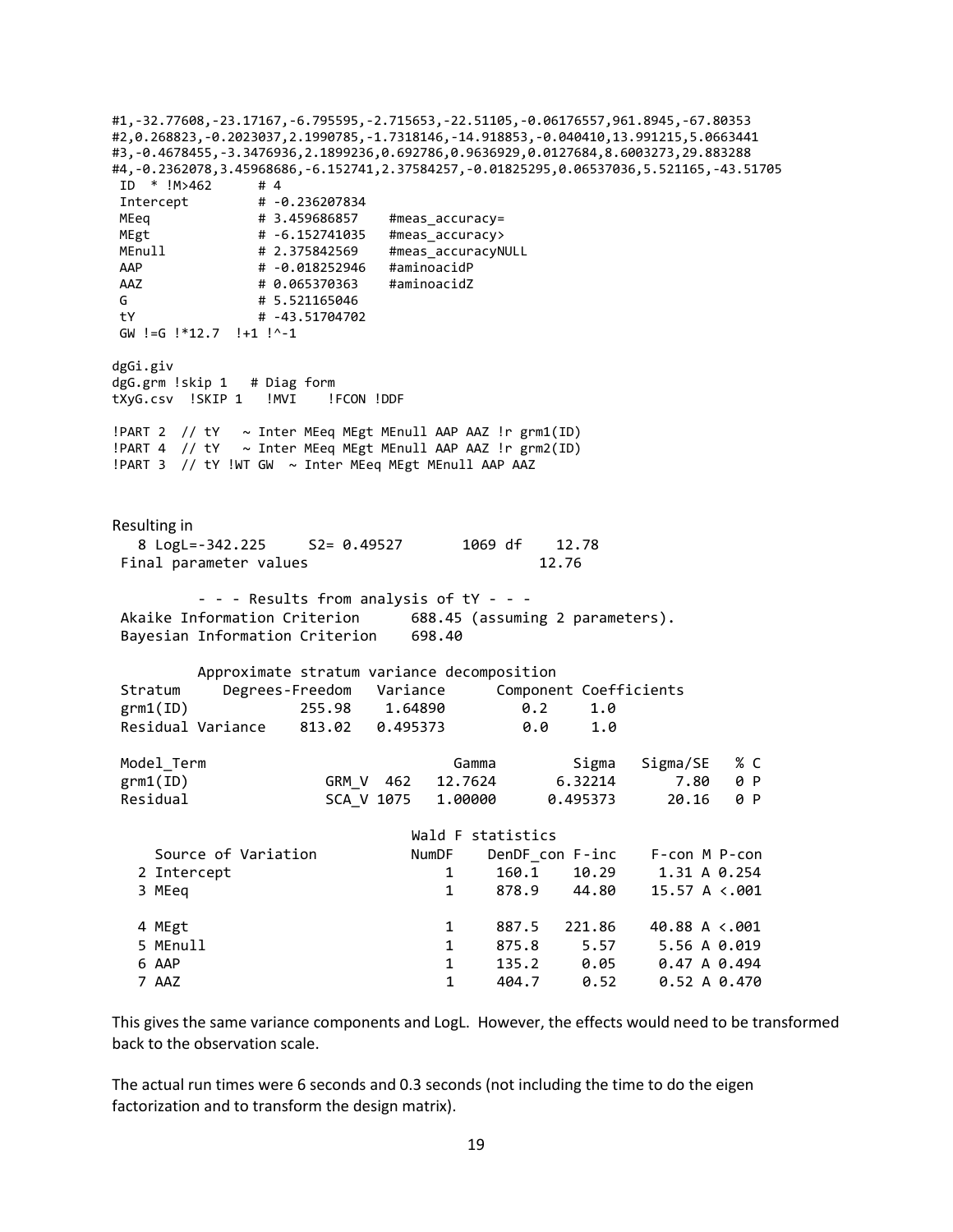```
#1,-32.77608,-23.17167,-6.795595,-2.715653,-22.51105,-0.06176557,961.8945,-67.80353
#2,0.268823,-0.2023037,2.1990785,-1.7318146,-14.918853,-0.040410,13.991215,5.0663441
#3,-0.4678455,-3.3476936,2.1899236,0.692786,0.9636929,0.0127684,8.6003273,29.883288
#4,-0.2362078,3.45968686,-6.152741,2.37584257,-0.01825295,0.06537036,5.521165,-43.51705
 ID  * !M>462      # 4
 Intercept         # -0.236207834
 MEeq              # 3.459686857    #meas_accuracy=
 MEgt              # -6.152741035   #meas_accuracy>
 MEnull            # 2.375842569    #meas_accuracyNULL
 AAP               # -0.018252946   #aminoacidP
 AAZ               # 0.065370363    #aminoacidZ
 G                 # 5.521165046
 tY                # -43.51704702
 GW !=G !*12.7  !+1 !^-1

dgGi.giv
dgG.grm !skip 1   # Diag form
tXyG.csv  !SKIP 1   !MVI    !FCON !DDF

!PART 2  // tY   ~ Inter MEeq MEgt MEnull AAP AAZ !r grm1(ID)
!PART 4  // tY   ~ Inter MEeq MEgt MEnull AAP AAZ !r grm2(ID)
!PART 3  // tY !WT GW  ~ Inter MEeq MEgt MEnull AAP AAZ
```

Resulting in

```
   8 LogL=-342.225     S2= 0.49527       1069 df    12.78
 Final parameter values                             12.76

          - - - Results from analysis of tY - - -
 Akaike Information Criterion      688.45 (assuming 2 parameters).
 Bayesian Information Criterion    698.40

          Approximate stratum variance decomposition
 Stratum     Degrees-Freedom   Variance      Component Coefficients
 grm1(ID)            255.98    1.64890         0.2     1.0
 Residual Variance    813.02   0.495373         0.0     1.0

 Model_Term                          Gamma         Sigma   Sigma/SE   % C
 grm1(ID)              GRM_V  462   12.7624       6.32214       7.80   0 P
 Residual              SCA_V 1075   1.00000      0.495373      20.16   0 P

                              Wald F statistics
     Source of Variation          NumDF    DenDF_con F-inc    F-con M P-con
   2 Intercept                        1     160.1    10.29     1.31 A 0.254
   3 MEeq                             1     878.9    44.80    15.57 A <.001

   4 MEgt                             1     887.5   221.86    40.88 A <.001
   5 MEnull                           1     875.8     5.57     5.56 A 0.019
   6 AAP                              1     135.2     0.05     0.47 A 0.494
   7 AAZ                              1     404.7     0.52     0.52 A 0.470
```

This gives the same variance components and LogL. However, the effects would need to be transformed back to the observation scale.

The actual run times were 6 seconds and 0.3 seconds (not including the time to do the eigen factorization and to transform the design matrix).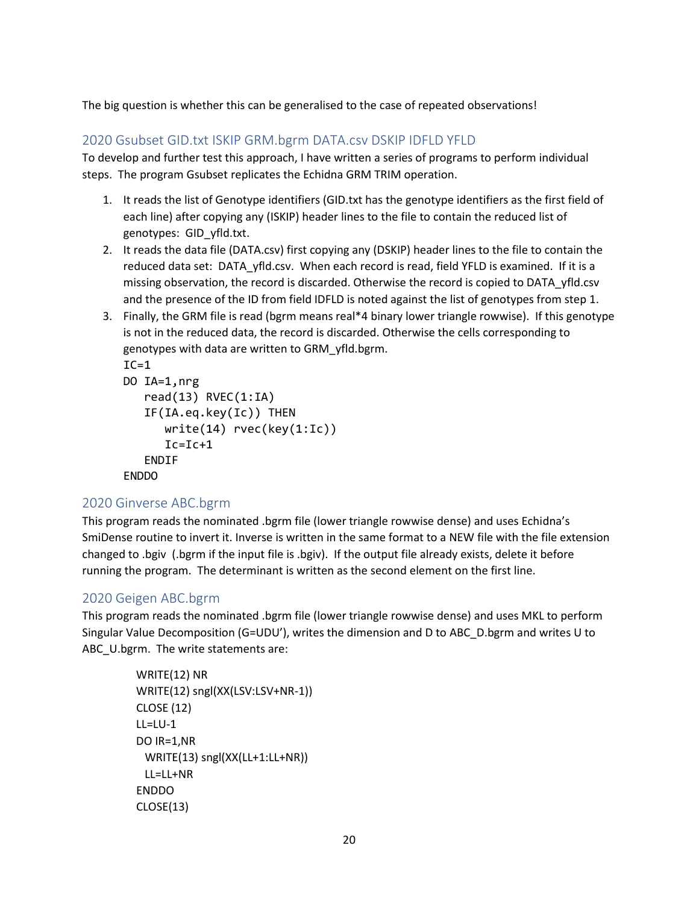The big question is whether this can be generalised to the case of repeated observations!

## 2020 Gsubset GID.txt ISKIP GRM.bgrm DATA.csv DSKIP IDFLD YFLD

To develop and further test this approach, I have written a series of programs to perform individual steps. The program Gsubset replicates the Echidna GRM TRIM operation.

1. It reads the list of Genotype identifiers (GID.txt has the genotype identifiers as the first field of each line) after copying any (ISKIP) header lines to the file to contain the reduced list of genotypes: GID_yfld.txt.
2. It reads the data file (DATA.csv) first copying any (DSKIP) header lines to the file to contain the reduced data set: DATA_yfld.csv. When each record is read, field YFLD is examined. If it is a missing observation, the record is discarded. Otherwise the record is copied to DATA_yfld.csv and the presence of the ID from field IDFLD is noted against the list of genotypes from step 1.
3. Finally, the GRM file is read (bgrm means real*4 binary lower triangle rowwise). If this genotype is not in the reduced data, the record is discarded. Otherwise the cells corresponding to genotypes with data are written to GRM_yfld.bgrm.

```
IC=1
DO IA=1,nrg
   read(13) RVEC(1:IA)
   IF(IA.eq.key(Ic)) THEN
      write(14) rvec(key(1:Ic))
      Ic=Ic+1
   ENDIF
ENDDO
```

## 2020 Ginverse ABC.bgrm

This program reads the nominated .bgrm file (lower triangle rowwise dense) and uses Echidna's SmiDense routine to invert it. Inverse is written in the same format to a NEW file with the file extension changed to .bgiv (.bgrm if the input file is .bgiv). If the output file already exists, delete it before running the program. The determinant is written as the second element on the first line.

## 2020 Geigen ABC.bgrm

This program reads the nominated .bgrm file (lower triangle rowwise dense) and uses MKL to perform Singular Value Decomposition (G=UDU'), writes the dimension and D to ABC_D.bgrm and writes U to ABC_U.bgrm. The write statements are:

```
WRITE(12) NR
WRITE(12) sngl(XX(LSV:LSV+NR-1))
CLOSE (12)
LL=LU-1
DO IR=1,NR
  WRITE(13) sngl(XX(LL+1:LL+NR))
  LL=LL+NR
ENDDO
CLOSE(13)
```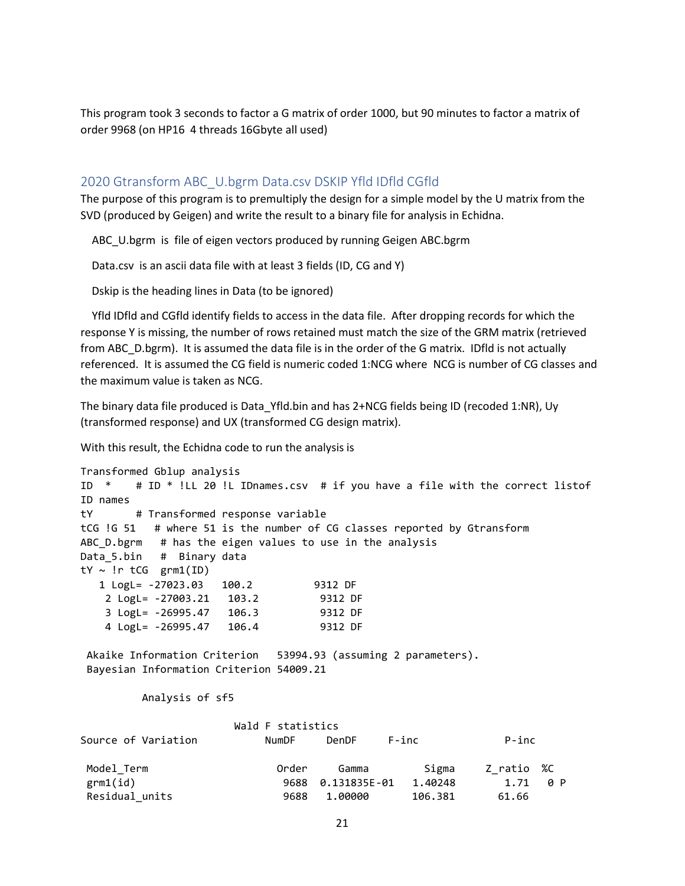This program took 3 seconds to factor a G matrix of order 1000, but 90 minutes to factor a matrix of order 9968 (on HP16 4 threads 16Gbyte all used)

## 2020 Gtransform ABC_U.bgrm Data.csv DSKIP Yfld IDfld CGfld

The purpose of this program is to premultiply the design for a simple model by the U matrix from the SVD (produced by Geigen) and write the result to a binary file for analysis in Echidna.

ABC_U.bgrm is file of eigen vectors produced by running Geigen ABC.bgrm

Data.csv is an ascii data file with at least 3 fields (ID, CG and Y)

Dskip is the heading lines in Data (to be ignored)

Yfld IDfld and CGfld identify fields to access in the data file. After dropping records for which the response Y is missing, the number of rows retained must match the size of the GRM matrix (retrieved from ABC_D.bgrm). It is assumed the data file is in the order of the G matrix. IDfld is not actually referenced. It is assumed the CG field is numeric coded 1:NCG where NCG is number of CG classes and the maximum value is taken as NCG.

The binary data file produced is Data_Yfld.bin and has 2+NCG fields being ID (recoded 1:NR), Uy (transformed response) and UX (transformed CG design matrix).

With this result, the Echidna code to run the analysis is

```
Transformed Gblup analysis
ID  *    # ID * !LL 20 !L IDnames.csv  # if you have a file with the correct listof
ID names
tY       # Transformed response variable
tCG !G 51   # where 51 is the number of CG classes reported by Gtransform
ABC_D.bgrm   # has the eigen values to use in the analysis
Data_5.bin   #  Binary data
tY ~ !r tCG  grm1(ID)
   1 LogL= -27023.03   100.2          9312 DF
    2 LogL= -27003.21   103.2          9312 DF
    3 LogL= -26995.47   106.3          9312 DF
    4 LogL= -26995.47   106.4          9312 DF

 Akaike Information Criterion   53994.93 (assuming 2 parameters).
 Bayesian Information Criterion 54009.21

          Analysis of sf5

                         Wald F statistics
Source of Variation           NumDF     DenDF     F-inc             P-inc

 Model_Term                     Order     Gamma         Sigma     Z_ratio  %C
 grm1(id)                        9688  0.131835E-01   1.40248       1.71   0 P
 Residual_units                  9688   1.00000       106.381      61.66
```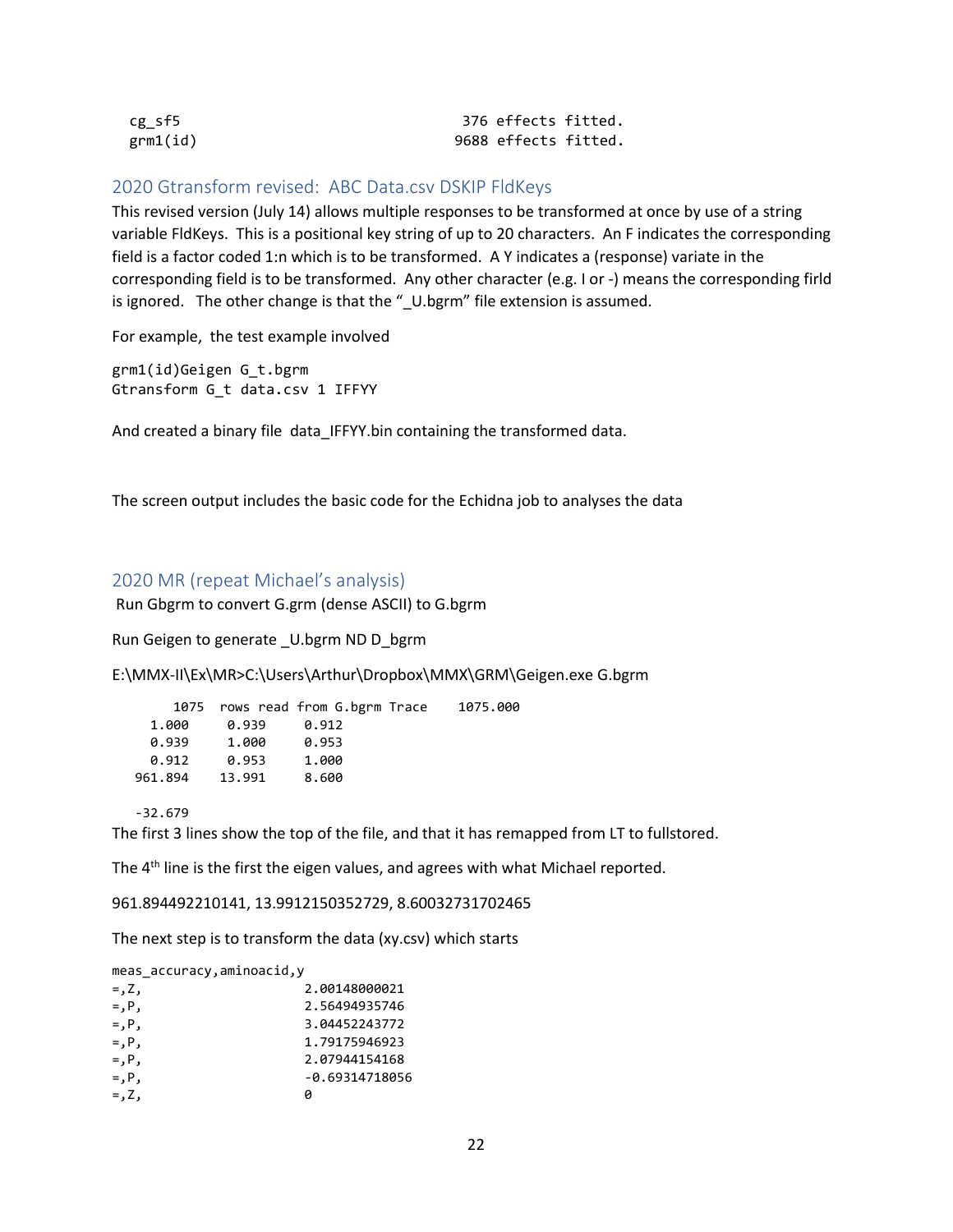```
  cg_sf5                               376 effects fitted.
  grm1(id)                            9688 effects fitted.
```

## 2020 Gtransform revised: ABC Data.csv DSKIP FldKeys

This revised version (July 14) allows multiple responses to be transformed at once by use of a string variable FldKeys. This is a positional key string of up to 20 characters. An F indicates the corresponding field is a factor coded 1:n which is to be transformed. A Y indicates a (response) variate in the corresponding field is to be transformed. Any other character (e.g. I or -) means the corresponding firld is ignored. The other change is that the "_U.bgrm" file extension is assumed.

For example, the test example involved

```
grm1(id)Geigen G_t.bgrm
Gtransform G_t data.csv 1 IFFYY
```

And created a binary file data_IFFYY.bin containing the transformed data.

The screen output includes the basic code for the Echidna job to analyses the data

## 2020 MR (repeat Michael's analysis)

Run Gbgrm to convert G.grm (dense ASCII) to G.bgrm

Run Geigen to generate _U.bgrm ND D_bgrm

E:\MMX-II\Ex\MR>C:\Users\Arthur\Dropbox\MMX\GRM\Geigen.exe G.bgrm

```
        1075  rows read from G.bgrm Trace    1075.000
     1.000     0.939     0.912
     0.939     1.000     0.953
     0.912     0.953     1.000
   961.894    13.991     8.600

   -32.679
```

The first 3 lines show the top of the file, and that it has remapped from LT to fullstored.

The 4th line is the first the eigen values, and agrees with what Michael reported.

961.894492210141, 13.9912150352729, 8.60032731702465

The next step is to transform the data (xy.csv) which starts

```
meas_accuracy,aminoacid,y
=,Z,                    2.00148000021
=,P,                    2.56494935746
=,P,                    3.04452243772
=,P,                    1.79175946923
=,P,                    2.07944154168
=,P,                    -0.69314718056
=,Z,                    0
```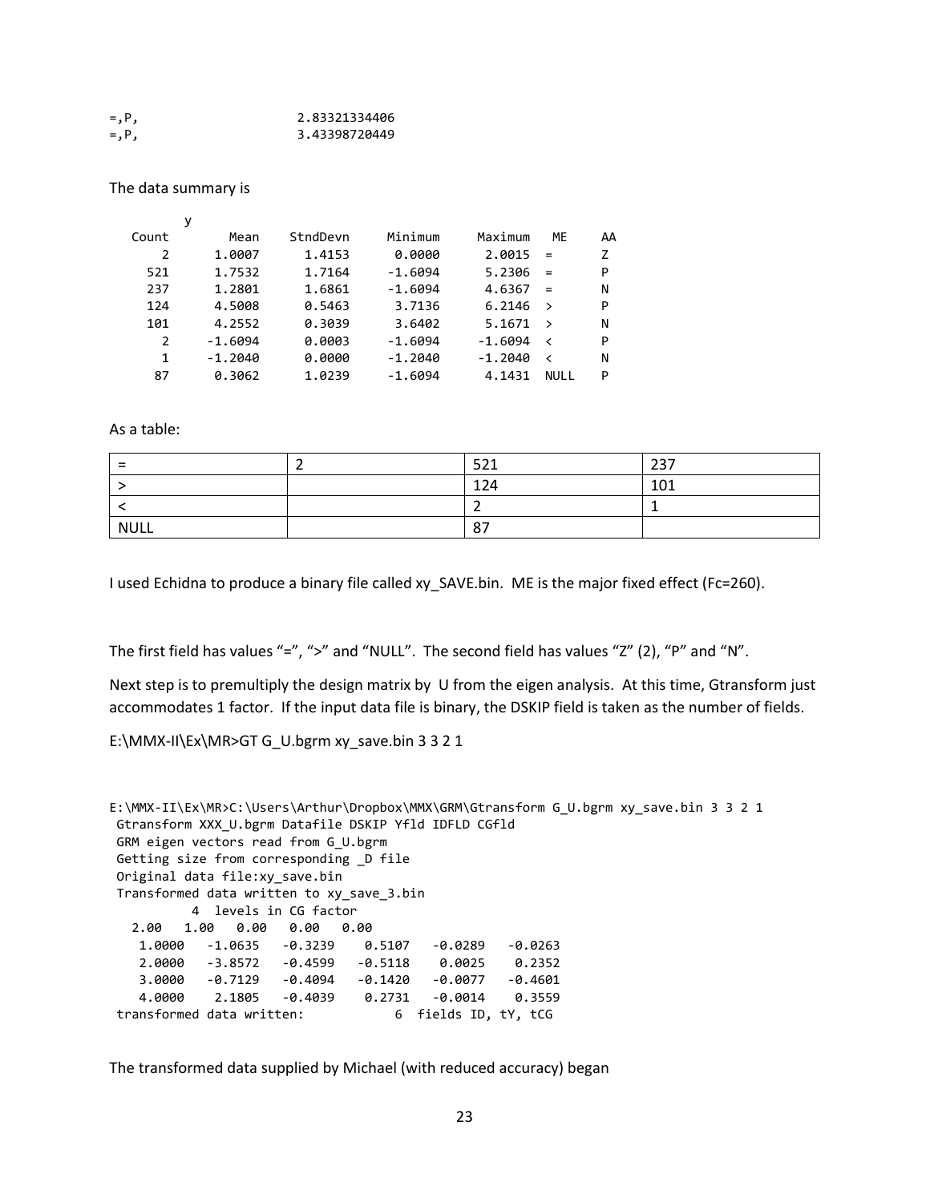```
=,P,                    2.83321334406
=,P,                    3.43398720449
```

The data summary is

```
          y
  Count       Mean    StndDevn     Minimum     Maximum   ME     AA
      2     1.0007      1.4153      0.0000      2.0015   =      Z
    521     1.7532      1.7164     -1.6094      5.2306   =      P
    237     1.2801      1.6861     -1.6094      4.6367   =      N
    124     4.5008      0.5463      3.7136      6.2146   >      P
    101     4.2552      0.3039      3.6402      5.1671   >      N
      2    -1.6094      0.0003     -1.6094     -1.6094   <      P
      1    -1.2040      0.0000     -1.2040     -1.2040   <      N
     87     0.3062      1.0239     -1.6094      4.1431   NULL   P
```

As a table:

| = | 2 | 521 | 237 |
|---|---|---|---|
| > | | 124 | 101 |
| < | | 2 | 1 |
| NULL | | 87 | |

I used Echidna to produce a binary file called xy_SAVE.bin. ME is the major fixed effect (Fc=260).

The first field has values “=”, “>” and “NULL”. The second field has values “Z” (2), “P” and “N”.

Next step is to premultiply the design matrix by U from the eigen analysis. At this time, Gtransform just accommodates 1 factor. If the input data file is binary, the DSKIP field is taken as the number of fields.

E:\MMX-II\Ex\MR>GT G_U.bgrm xy_save.bin 3 3 2 1

```
E:\MMX-II\Ex\MR>C:\Users\Arthur\Dropbox\MMX\GRM\Gtransform G_U.bgrm xy_save.bin 3 3 2 1
 Gtransform XXX_U.bgrm Datafile DSKIP Yfld IDFLD CGfld
 GRM eigen vectors read from G_U.bgrm
 Getting size from corresponding _D file
 Original data file:xy_save.bin
 Transformed data written to xy_save_3.bin
           4  levels in CG factor
   2.00   1.00   0.00   0.00   0.00
    1.0000   -1.0635   -0.3239    0.5107   -0.0289   -0.0263
    2.0000   -3.8572   -0.4599   -0.5118    0.0025    0.2352
    3.0000   -0.7129   -0.4094   -0.1420   -0.0077   -0.4601
    4.0000    2.1805   -0.4039    0.2731   -0.0014    0.3559
 transformed data written:            6  fields ID, tY, tCG
```

The transformed data supplied by Michael (with reduced accuracy) began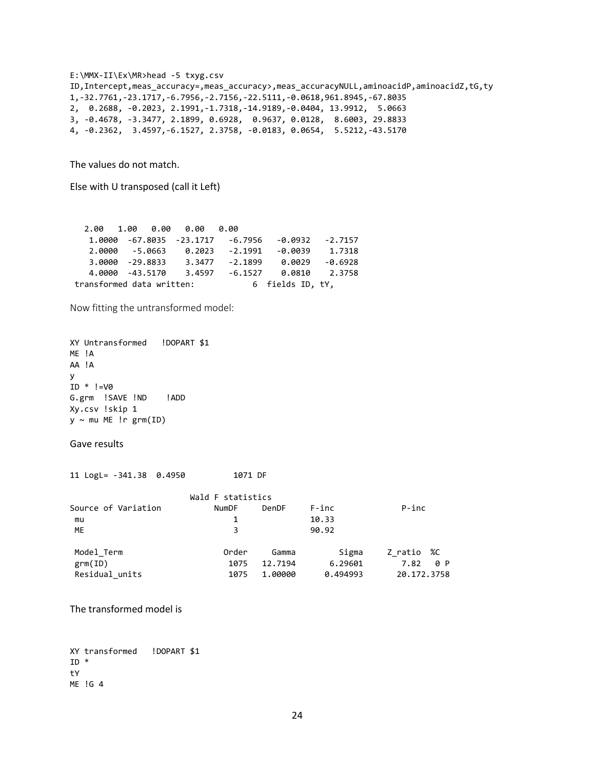```
E:\MMX-II\Ex\MR>head -5 txyg.csv
ID,Intercept,meas_accuracy=,meas_accuracy>,meas_accuracyNULL,aminoacidP,aminoacidZ,tG,ty
1,-32.7761,-23.1717,-6.7956,-2.7156,-22.5111,-0.0618,961.8945,-67.8035
2,  0.2688, -0.2023, 2.1991,-1.7318,-14.9189,-0.0404, 13.9912,  5.0663
3, -0.4678, -3.3477, 2.1899, 0.6928,  0.9637, 0.0128,  8.6003, 29.8833
4, -0.2362,  3.4597,-6.1527, 2.3758, -0.0183, 0.0654,  5.5212,-43.5170
```

The values do not match.

Else with U transposed (call it Left)

```
   2.00   1.00   0.00   0.00   0.00
    1.0000  -67.8035  -23.1717   -6.7956   -0.0932   -2.7157
    2.0000   -5.0663    0.2023   -2.1991   -0.0039    1.7318
    3.0000  -29.8833    3.3477   -2.1899    0.0029   -0.6928
    4.0000  -43.5170    3.4597   -6.1527    0.0810    2.3758
 transformed data written:            6  fields ID, tY,
```

Now fitting the untransformed model:

```
XY Untransformed   !DOPART $1
ME !A
AA !A
y
ID * !=V0
G.grm  !SAVE !ND    !ADD
Xy.csv !skip 1
y ~ mu ME !r grm(ID)
```

Gave results

```
11 LogL= -341.38  0.4950          1071 DF

                         Wald F statistics
Source of Variation           NumDF     DenDF     F-inc              P-inc
 mu                               1               10.33
 ME                               3               90.92

 Model_Term                    Order     Gamma         Sigma     Z_ratio  %C
 grm(ID)                        1075   12.7194       6.29601        7.82   0 P
 Residual_units                 1075   1.00000      0.494993       20.172.3758
```

The transformed model is

```
XY transformed   !DOPART $1
ID *
tY
ME !G 4
```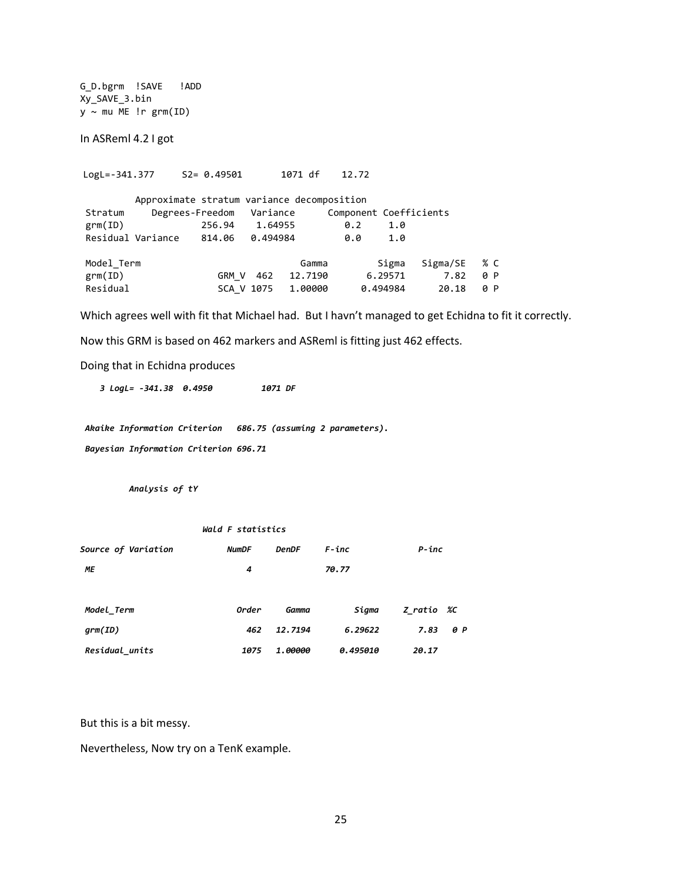```
G_D.bgrm  !SAVE   !ADD
Xy_SAVE_3.bin
y ~ mu ME !r grm(ID)
```

In ASReml 4.2 I got

```
 LogL=-341.377     S2= 0.49501       1071 df    12.72

         Approximate stratum variance decomposition
 Stratum     Degrees-Freedom   Variance      Component Coefficients
 grm(ID)             256.94    1.64955         0.2     1.0
 Residual Variance    814.06   0.494984        0.0     1.0

 Model_Term                          Gamma         Sigma   Sigma/SE   % C
 grm(ID)               GRM_V  462   12.7190      6.29571      7.82   0 P
 Residual              SCA_V 1075   1.00000     0.494984     20.18   0 P
```

Which agrees well with fit that Michael had. But I havn't managed to get Echidna to fit it correctly.

Now this GRM is based on 462 markers and ASReml is fitting just 462 effects.

Doing that in Echidna produces

```
   3 LogL= -341.38  0.4950          1071 DF


 Akaike Information Criterion   686.75 (assuming 2 parameters).

 Bayesian Information Criterion 696.71


         Analysis of tY


                    Wald F statistics

Source of Variation          NumDF     DenDF     F-inc             P-inc

 ME                              4               70.77


 Model_Term                     Order     Gamma         Sigma     Z_ratio  %C

 grm(ID)                          462   12.7194       6.29622       7.83   0 P

 Residual_units                  1075   1.00000      0.495010      20.17
```

But this is a bit messy.

Nevertheless, Now try on a TenK example.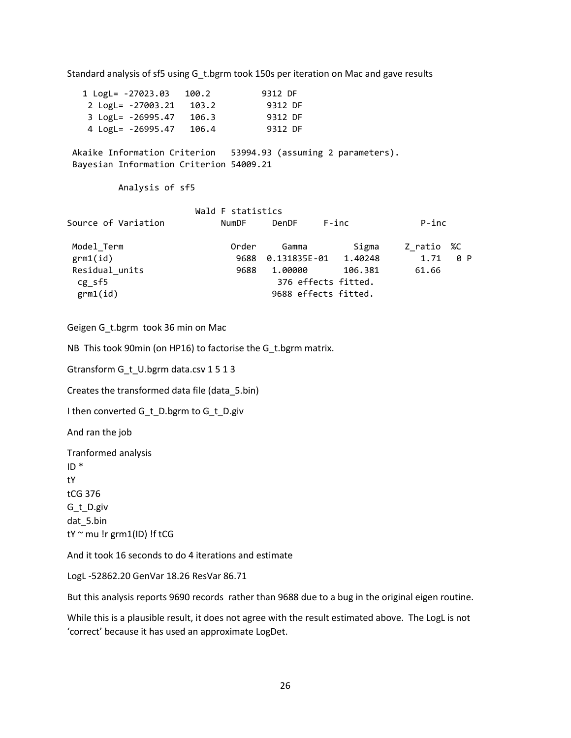Standard analysis of sf5 using G_t.bgrm took 150s per iteration on Mac and gave results

```
   1 LogL= -27023.03   100.2          9312 DF
    2 LogL= -27003.21   103.2          9312 DF
    3 LogL= -26995.47   106.3          9312 DF
    4 LogL= -26995.47   106.4          9312 DF

 Akaike Information Criterion   53994.93 (assuming 2 parameters).
 Bayesian Information Criterion 54009.21

         Analysis of sf5

                       Wald F statistics
Source of Variation          NumDF     DenDF     F-inc              P-inc

 Model_Term                    Order     Gamma         Sigma     Z_ratio  %C
 grm1(id)                       9688  0.131835E-01   1.40248       1.71   0 P
 Residual_units                 9688   1.00000       106.381      61.66
  cg_sf5                              376 effects fitted.
  grm1(id)                           9688 effects fitted.
```

Geigen G_t.bgrm took 36 min on Mac

NB This took 90min (on HP16) to factorise the G_t.bgrm matrix.

Gtransform G_t_U.bgrm data.csv 1 5 1 3

Creates the transformed data file (data_5.bin)

I then converted G_t_D.bgrm to G_t_D.giv

And ran the job

```
Tranformed analysis
ID *
tY
tCG 376
G_t_D.giv
dat_5.bin
tY ~ mu !r grm1(ID) !f tCG
```

And it took 16 seconds to do 4 iterations and estimate

LogL -52862.20 GenVar 18.26 ResVar 86.71

But this analysis reports 9690 records rather than 9688 due to a bug in the original eigen routine.

While this is a plausible result, it does not agree with the result estimated above. The LogL is not 'correct' because it has used an approximate LogDet.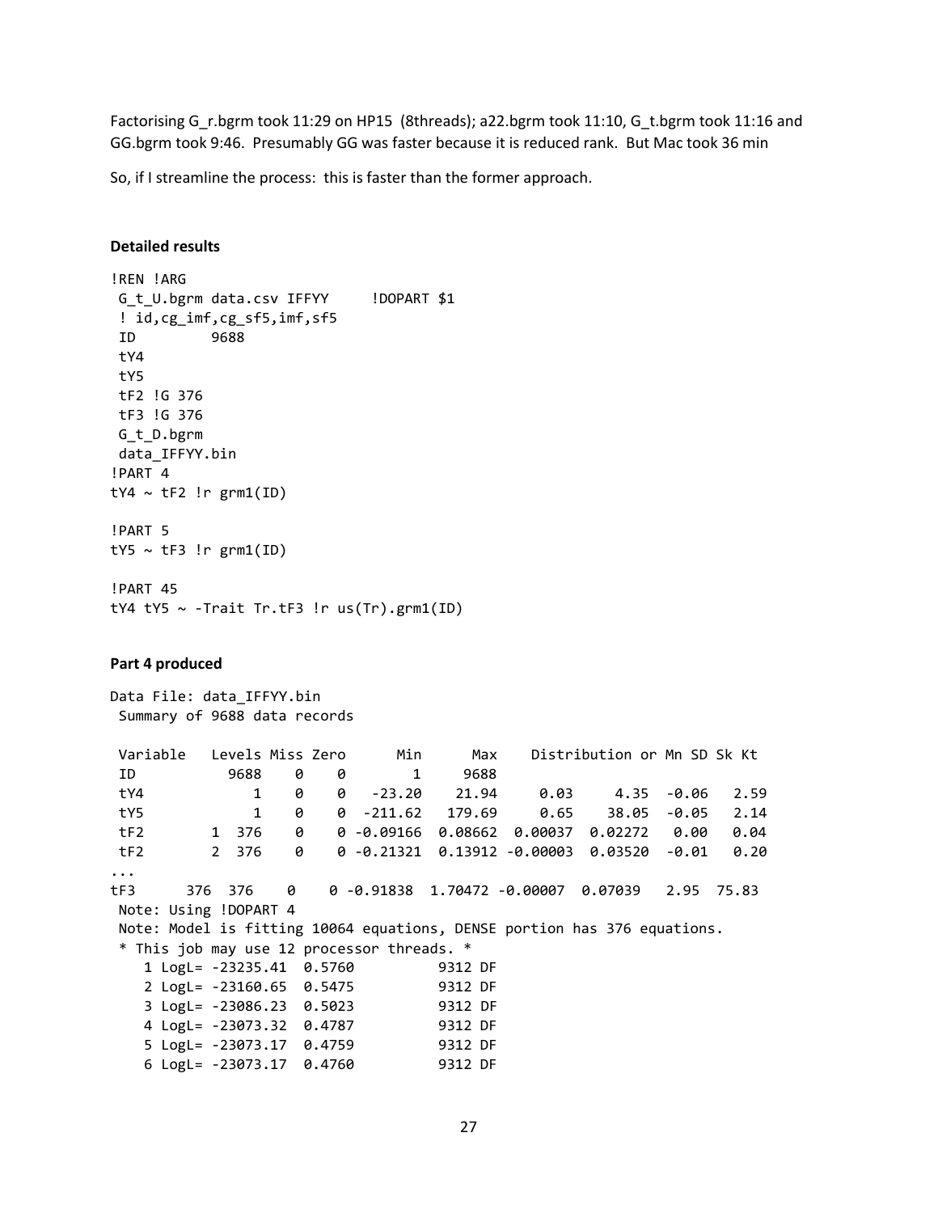Factorising G_r.bgrm took 11:29 on HP15 (8threads); a22.bgrm took 11:10, G_t.bgrm took 11:16 and GG.bgrm took 9:46. Presumably GG was faster because it is reduced rank. But Mac took 36 min

So, if I streamline the process: this is faster than the former approach.

**Detailed results**

```
!REN !ARG
 G_t_U.bgrm data.csv IFFYY     !DOPART $1
 ! id,cg_imf,cg_sf5,imf,sf5
 ID        9688
 tY4
 tY5
 tF2 !G 376
 tF3 !G 376
 G_t_D.bgrm
 data_IFFYY.bin
!PART 4
tY4 ~ tF2 !r grm1(ID)

!PART 5
tY5 ~ tF3 !r grm1(ID)

!PART 45
tY4 tY5 ~ -Trait Tr.tF3 !r us(Tr).grm1(ID)
```

**Part 4 produced**

```
Data File: data_IFFYY.bin
 Summary of 9688 data records

 Variable   Levels Miss Zero      Min      Max    Distribution or Mn SD Sk Kt
 ID           9688    0    0        1     9688
 tY4             1    0    0   -23.20    21.94     0.03     4.35  -0.06   2.59
 tY5             1    0    0  -211.62   179.69     0.65    38.05  -0.05   2.14
 tF2        1  376    0    0 -0.09166  0.08662  0.00037  0.02272   0.00   0.04
 tF2        2  376    0    0 -0.21321  0.13912 -0.00003  0.03520  -0.01   0.20
...
tF3      376  376    0    0 -0.91838  1.70472 -0.00007  0.07039   2.95  75.83
 Note: Using !DOPART 4
 Note: Model is fitting 10064 equations, DENSE portion has 376 equations.
 * This job may use 12 processor threads. *
    1 LogL= -23235.41  0.5760         9312 DF
    2 LogL= -23160.65  0.5475         9312 DF
    3 LogL= -23086.23  0.5023         9312 DF
    4 LogL= -23073.32  0.4787         9312 DF
    5 LogL= -23073.17  0.4759         9312 DF
    6 LogL= -23073.17  0.4760         9312 DF
```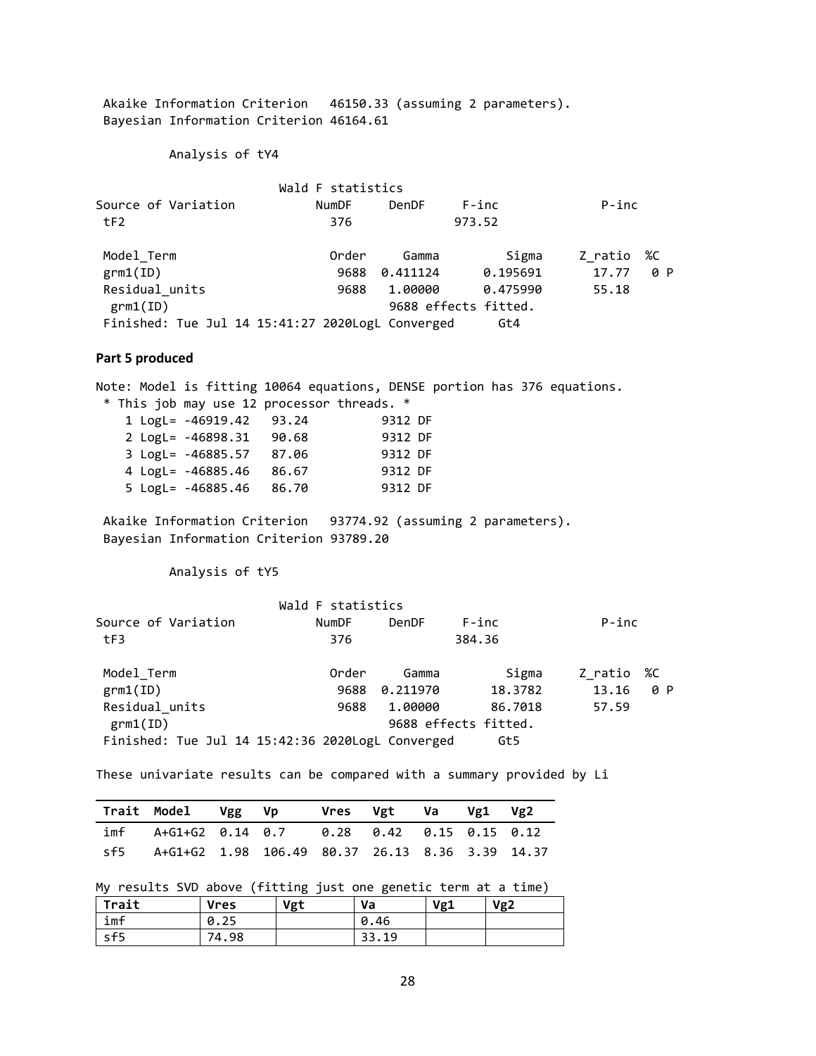```
 Akaike Information Criterion   46150.33 (assuming 2 parameters).
 Bayesian Information Criterion 46164.61

          Analysis of tY4

                          Wald F statistics
Source of Variation           NumDF     DenDF     F-inc              P-inc
 tF2                           376               973.52

 Model_Term                      Order     Gamma         Sigma     Z_ratio  %C
 grm1(ID)                         9688  0.411124      0.195691       17.77   0 P
 Residual_units                   9688   1.00000      0.475990       55.18
  grm1(ID)                               9688 effects fitted.
 Finished: Tue Jul 14 15:41:27 2020LogL Converged      Gt4
```

**Part 5 produced**

```
Note: Model is fitting 10064 equations, DENSE portion has 376 equations.
 * This job may use 12 processor threads. *
    1 LogL= -46919.42   93.24          9312 DF
    2 LogL= -46898.31   90.68          9312 DF
    3 LogL= -46885.57   87.06          9312 DF
    4 LogL= -46885.46   86.67          9312 DF
    5 LogL= -46885.46   86.70          9312 DF

 Akaike Information Criterion   93774.92 (assuming 2 parameters).
 Bayesian Information Criterion 93789.20

          Analysis of tY5

                          Wald F statistics
Source of Variation           NumDF     DenDF     F-inc              P-inc
 tF3                           376               384.36

 Model_Term                      Order     Gamma         Sigma     Z_ratio  %C
 grm1(ID)                         9688  0.211970       18.3782       13.16   0 P
 Residual_units                   9688   1.00000       86.7018       57.59
  grm1(ID)                               9688 effects fitted.
 Finished: Tue Jul 14 15:42:36 2020LogL Converged      Gt5
```

These univariate results can be compared with a summary provided by Li

| Trait | Model | Vgg | Vp | Vres | Vgt | Va | Vg1 | Vg2 |
|---|---|---|---|---|---|---|---|---|
| imf | A+G1+G2 | 0.14 | 0.7 | 0.28 | 0.42 | 0.15 | 0.15 | 0.12 |
| sf5 | A+G1+G2 | 1.98 | 106.49 | 80.37 | 26.13 | 8.36 | 3.39 | 14.37 |

My results SVD above (fitting just one genetic term at a time)

| Trait | Vres | Vgt | Va | Vg1 | Vg2 |
|---|---|---|---|---|---|
| imf | 0.25 | | 0.46 | | |
| sf5 | 74.98 | | 33.19 | | |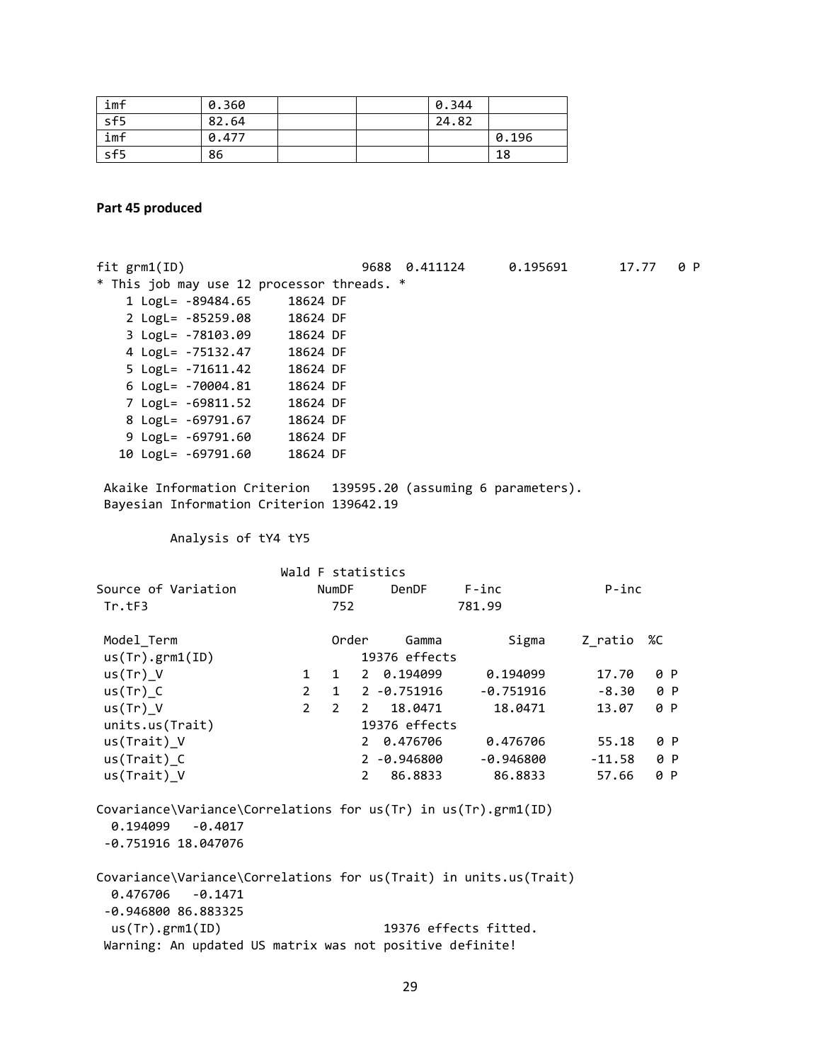| imf | 0.360 | | | 0.344 | |
|---|---|---|---|---|---|
| sf5 | 82.64 | | | 24.82 | |
| imf | 0.477 | | | | 0.196 |
| sf5 | 86 | | | | 18 |

**Part 45 produced**

```
fit grm1(ID)                      9688  0.411124      0.195691       17.77   0 P
* This job may use 12 processor threads. *
    1 LogL= -89484.65     18624 DF
    2 LogL= -85259.08     18624 DF
    3 LogL= -78103.09     18624 DF
    4 LogL= -75132.47     18624 DF
    5 LogL= -71611.42     18624 DF
    6 LogL= -70004.81     18624 DF
    7 LogL= -69811.52     18624 DF
    8 LogL= -69791.67     18624 DF
    9 LogL= -69791.60     18624 DF
   10 LogL= -69791.60     18624 DF

 Akaike Information Criterion   139595.20 (assuming 6 parameters).
 Bayesian Information Criterion 139642.19

         Analysis of tY4 tY5

                         Wald F statistics
Source of Variation          NumDF     DenDF     F-inc              P-inc
 Tr.tF3                        752               781.99

 Model_Term                    Order     Gamma         Sigma     Z_ratio  %C
 us(Tr).grm1(ID)                   19376 effects
 us(Tr)_V                 1   1   2  0.194099      0.194099      17.70   0 P
 us(Tr)_C                 2   1   2 -0.751916     -0.751916      -8.30   0 P
 us(Tr)_V                 2   2   2   18.0471       18.0471      13.07   0 P
 units.us(Trait)                   19376 effects
 us(Trait)_V                       2  0.476706      0.476706      55.18   0 P
 us(Trait)_C                       2 -0.946800     -0.946800     -11.58   0 P
 us(Trait)_V                       2   86.8833       86.8833      57.66   0 P

Covariance\Variance\Correlations for us(Tr) in us(Tr).grm1(ID)
  0.194099   -0.4017
 -0.751916 18.047076

Covariance\Variance\Correlations for us(Trait) in units.us(Trait)
  0.476706   -0.1471
 -0.946800 86.883325
  us(Tr).grm1(ID)                     19376 effects fitted.
 Warning: An updated US matrix was not positive definite!
```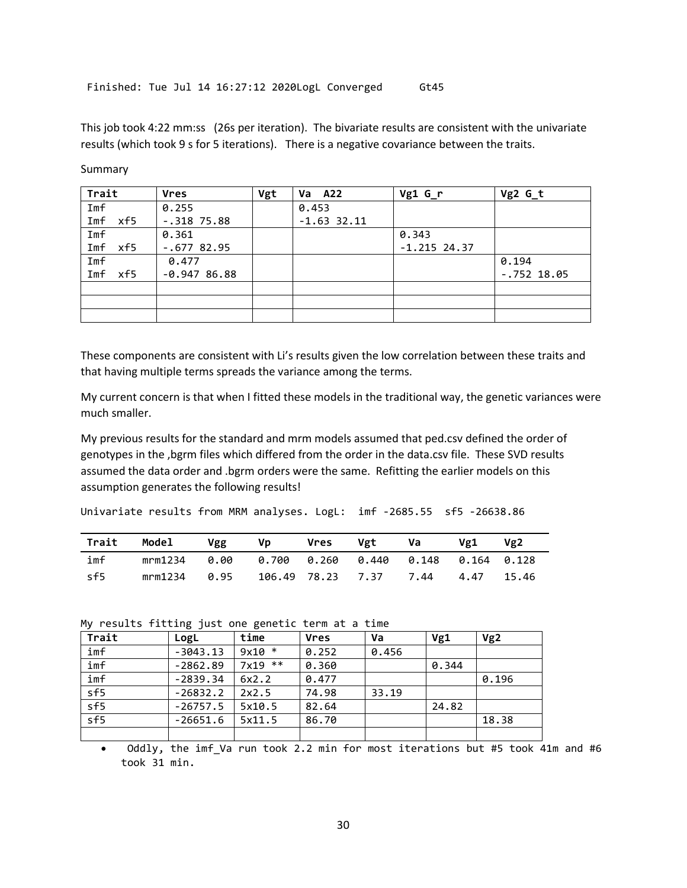```
Finished: Tue Jul 14 16:27:12 2020LogL Converged      Gt45
```

This job took 4:22 mm:ss (26s per iteration). The bivariate results are consistent with the univariate results (which took 9 s for 5 iterations). There is a negative covariance between the traits.

Summary

| Trait | Vres | Vgt | Va A22 | Vg1 G_r | Vg2 G_t |
|---|---|---|---|---|---|
| Imf<br>Imf xf5 | 0.255<br>-.318 75.88 | | 0.453<br>-1.63 32.11 | | |
| Imf<br>Imf xf5 | 0.361<br>-.677 82.95 | | | 0.343<br>-1.215 24.37 | |
| Imf<br>Imf xf5 | 0.477<br>-0.947 86.88 | | | | 0.194<br>-.752 18.05 |
| | | | | | |
| | | | | | |
| | | | | | |

These components are consistent with Li's results given the low correlation between these traits and that having multiple terms spreads the variance among the terms.

My current concern is that when I fitted these models in the traditional way, the genetic variances were much smaller.

My previous results for the standard and mrm models assumed that ped.csv defined the order of genotypes in the ,bgrm files which differed from the order in the data.csv file. These SVD results assumed the data order and .bgrm orders were the same. Refitting the earlier models on this assumption generates the following results!

Univariate results from MRM analyses. LogL: imf -2685.55 sf5 -26638.86

| Trait | Model | Vgg | Vp | Vres | Vgt | Va | Vg1 | Vg2 |
|---|---|---|---|---|---|---|---|---|
| imf | mrm1234 | 0.00 | 0.700 | 0.260 | 0.440 | 0.148 | 0.164 | 0.128 |
| sf5 | mrm1234 | 0.95 | 106.49 | 78.23 | 7.37 | 7.44 | 4.47 | 15.46 |

My results fitting just one genetic term at a time

| Trait | LogL | time | Vres | Va | Vg1 | Vg2 |
|---|---|---|---|---|---|---|
| imf | -3043.13 | 9x10 * | 0.252 | 0.456 | | |
| imf | -2862.89 | 7x19 ** | 0.360 | | 0.344 | |
| imf | -2839.34 | 6x2.2 | 0.477 | | | 0.196 |
| sf5 | -26832.2 | 2x2.5 | 74.98 | 33.19 | | |
| sf5 | -26757.5 | 5x10.5 | 82.64 | | 24.82 | |
| sf5 | -26651.6 | 5x11.5 | 86.70 | | | 18.38 |
| | | | | | | |

- Oddly, the imf_Va run took 2.2 min for most iterations but #5 took 41m and #6 took 31 min.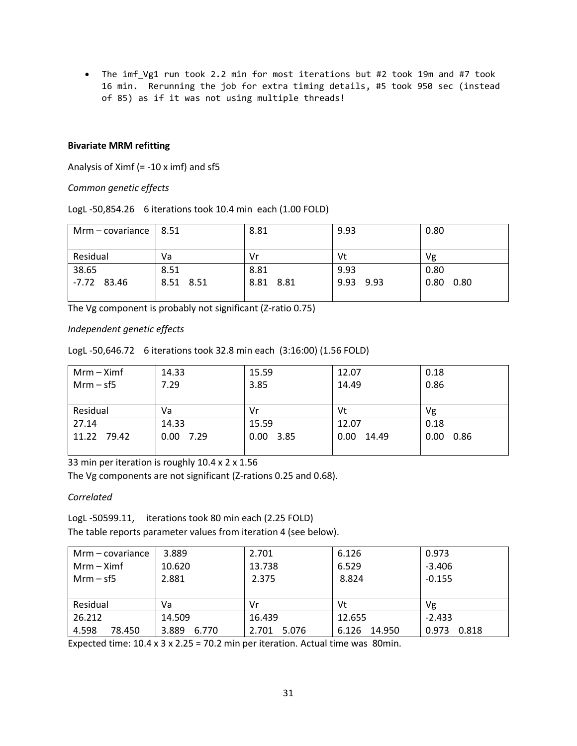- The imf_Vg1 run took 2.2 min for most iterations but #2 took 19m and #7 took 16 min. Rerunning the job for extra timing details, #5 took 950 sec (instead of 85) as if it was not using multiple threads!

**Bivariate MRM refitting**

Analysis of Ximf (= -10 x imf) and sf5

*Common genetic effects*

LogL -50,854.26 6 iterations took 10.4 min each (1.00 FOLD)

| Mrm – covariance | 8.51 | 8.81 | 9.93 | 0.80 |
|---|---|---|---|---|
| Residual | Va | Vr | Vt | Vg |
| 38.65<br>-7.72 83.46 | 8.51<br>8.51 8.51 | 8.81<br>8.81 8.81 | 9.93<br>9.93 9.93 | 0.80<br>0.80 0.80 |

The Vg component is probably not significant (Z-ratio 0.75)

*Independent genetic effects*

LogL -50,646.72 6 iterations took 32.8 min each (3:16:00) (1.56 FOLD)

| Mrm – Ximf<br>Mrm – sf5 | 14.33<br>7.29 | 15.59<br>3.85 | 12.07<br>14.49 | 0.18<br>0.86 |
|---|---|---|---|---|
| Residual | Va | Vr | Vt | Vg |
| 27.14<br>11.22 79.42 | 14.33<br>0.00 7.29 | 15.59<br>0.00 3.85 | 12.07<br>0.00 14.49 | 0.18<br>0.00 0.86 |

33 min per iteration is roughly 10.4 x 2 x 1.56

The Vg components are not significant (Z-rations 0.25 and 0.68).

*Correlated*

LogL -50599.11, iterations took 80 min each (2.25 FOLD)

The table reports parameter values from iteration 4 (see below).

| Mrm – covariance<br>Mrm – Ximf<br>Mrm – sf5 | 3.889<br>10.620<br>2.881 | 2.701<br>13.738<br>2.375 | 6.126<br>6.529<br>8.824 | 0.973<br>-3.406<br>-0.155 |
|---|---|---|---|---|
| Residual | Va | Vr | Vt | Vg |
| 26.212<br>4.598 78.450 | 14.509<br>3.889 6.770 | 16.439<br>2.701 5.076 | 12.655<br>6.126 14.950 | -2.433<br>0.973 0.818 |

Expected time: 10.4 x 3 x 2.25 = 70.2 min per iteration. Actual time was 80min.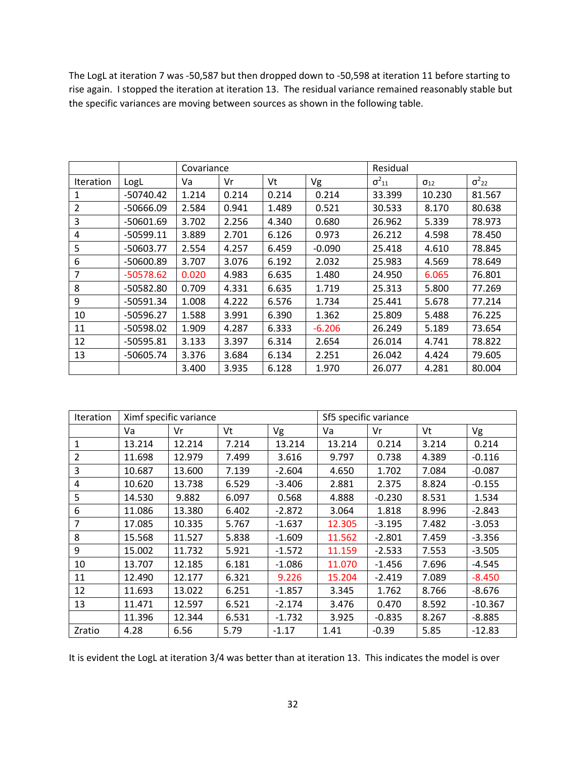The LogL at iteration 7 was -50,587 but then dropped down to -50,598 at iteration 11 before starting to rise again. I stopped the iteration at iteration 13. The residual variance remained reasonably stable but the specific variances are moving between sources as shown in the following table.

| | | Covariance | | | | Residual | | |
|---|---|---|---|---|---|---|---|---|
| Iteration | LogL | Va | Vr | Vt | Vg | $\sigma^2_{11}$ | $\sigma_{12}$ | $\sigma^2_{22}$ |
| 1 | -50740.42 | 1.214 | 0.214 | 0.214 | 0.214 | 33.399 | 10.230 | 81.567 |
| 2 | -50666.09 | 2.584 | 0.941 | 1.489 | 0.521 | 30.533 | 8.170 | 80.638 |
| 3 | -50601.69 | 3.702 | 2.256 | 4.340 | 0.680 | 26.962 | 5.339 | 78.973 |
| 4 | -50599.11 | 3.889 | 2.701 | 6.126 | 0.973 | 26.212 | 4.598 | 78.450 |
| 5 | -50603.77 | 2.554 | 4.257 | 6.459 | -0.090 | 25.418 | 4.610 | 78.845 |
| 6 | -50600.89 | 3.707 | 3.076 | 6.192 | 2.032 | 25.983 | 4.569 | 78.649 |
| 7 | -50578.62 | 0.020 | 4.983 | 6.635 | 1.480 | 24.950 | 6.065 | 76.801 |
| 8 | -50582.80 | 0.709 | 4.331 | 6.635 | 1.719 | 25.313 | 5.800 | 77.269 |
| 9 | -50591.34 | 1.008 | 4.222 | 6.576 | 1.734 | 25.441 | 5.678 | 77.214 |
| 10 | -50596.27 | 1.588 | 3.991 | 6.390 | 1.362 | 25.809 | 5.488 | 76.225 |
| 11 | -50598.02 | 1.909 | 4.287 | 6.333 | -6.206 | 26.249 | 5.189 | 73.654 |
| 12 | -50595.81 | 3.133 | 3.397 | 6.314 | 2.654 | 26.014 | 4.741 | 78.822 |
| 13 | -50605.74 | 3.376 | 3.684 | 6.134 | 2.251 | 26.042 | 4.424 | 79.605 |
| | | 3.400 | 3.935 | 6.128 | 1.970 | 26.077 | 4.281 | 80.004 |

| Iteration | Ximf specific variance | | | | Sf5 specific variance | | | |
|---|---|---|---|---|---|---|---|---|
| | Va | Vr | Vt | Vg | Va | Vr | Vt | Vg |
| 1 | 13.214 | 12.214 | 7.214 | 13.214 | 13.214 | 0.214 | 3.214 | 0.214 |
| 2 | 11.698 | 12.979 | 7.499 | 3.616 | 9.797 | 0.738 | 4.389 | -0.116 |
| 3 | 10.687 | 13.600 | 7.139 | -2.604 | 4.650 | 1.702 | 7.084 | -0.087 |
| 4 | 10.620 | 13.738 | 6.529 | -3.406 | 2.881 | 2.375 | 8.824 | -0.155 |
| 5 | 14.530 | 9.882 | 6.097 | 0.568 | 4.888 | -0.230 | 8.531 | 1.534 |
| 6 | 11.086 | 13.380 | 6.402 | -2.872 | 3.064 | 1.818 | 8.996 | -2.843 |
| 7 | 17.085 | 10.335 | 5.767 | -1.637 | 12.305 | -3.195 | 7.482 | -3.053 |
| 8 | 15.568 | 11.527 | 5.838 | -1.609 | 11.562 | -2.801 | 7.459 | -3.356 |
| 9 | 15.002 | 11.732 | 5.921 | -1.572 | 11.159 | -2.533 | 7.553 | -3.505 |
| 10 | 13.707 | 12.185 | 6.181 | -1.086 | 11.070 | -1.456 | 7.696 | -4.545 |
| 11 | 12.490 | 12.177 | 6.321 | 9.226 | 15.204 | -2.419 | 7.089 | -8.450 |
| 12 | 11.693 | 13.022 | 6.251 | -1.857 | 3.345 | 1.762 | 8.766 | -8.676 |
| 13 | 11.471 | 12.597 | 6.521 | -2.174 | 3.476 | 0.470 | 8.592 | -10.367 |
| | 11.396 | 12.344 | 6.531 | -1.732 | 3.925 | -0.835 | 8.267 | -8.885 |
| Zratio | 4.28 | 6.56 | 5.79 | -1.17 | 1.41 | -0.39 | 5.85 | -12.83 |

It is evident the LogL at iteration 3/4 was better than at iteration 13. This indicates the model is over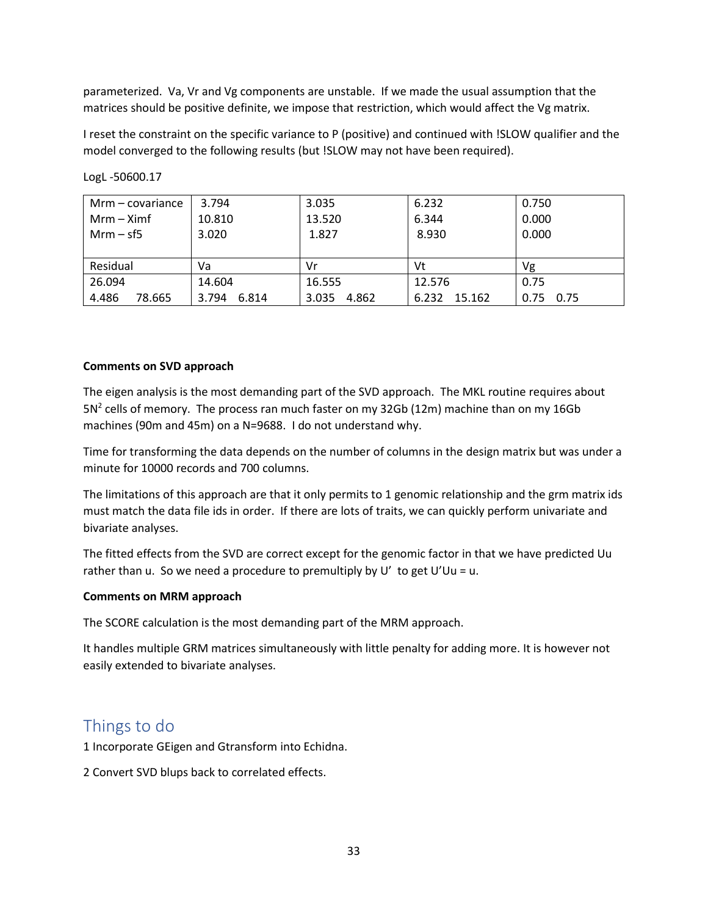parameterized. Va, Vr and Vg components are unstable. If we made the usual assumption that the matrices should be positive definite, we impose that restriction, which would affect the Vg matrix.

I reset the constraint on the specific variance to P (positive) and continued with !SLOW qualifier and the model converged to the following results (but !SLOW may not have been required).

LogL -50600.17

| | | | | |
|---|---|---|---|---|
| Mrm – covariance<br>Mrm – Ximf<br>Mrm – sf5 | 3.794<br>10.810<br>3.020 | 3.035<br>13.520<br>1.827 | 6.232<br>6.344<br>8.930 | 0.750<br>0.000<br>0.000 |
| Residual | Va | Vr | Vt | Vg |
| 26.094 | 14.604 | 16.555 | 12.576 | 0.75 |
| 4.486   78.665 | 3.794   6.814 | 3.035   4.862 | 6.232   15.162 | 0.75   0.75 |

**Comments on SVD approach**

The eigen analysis is the most demanding part of the SVD approach. The MKL routine requires about $5N^2$ cells of memory. The process ran much faster on my 32Gb (12m) machine than on my 16Gb machines (90m and 45m) on a N=9688. I do not understand why.

Time for transforming the data depends on the number of columns in the design matrix but was under a minute for 10000 records and 700 columns.

The limitations of this approach are that it only permits to 1 genomic relationship and the grm matrix ids must match the data file ids in order. If there are lots of traits, we can quickly perform univariate and bivariate analyses.

The fitted effects from the SVD are correct except for the genomic factor in that we have predicted Uu rather than u. So we need a procedure to premultiply by U' to get U'Uu = u.

**Comments on MRM approach**

The SCORE calculation is the most demanding part of the MRM approach.

It handles multiple GRM matrices simultaneously with little penalty for adding more. It is however not easily extended to bivariate analyses.

## Things to do

1 Incorporate GEigen and Gtransform into Echidna.

2 Convert SVD blups back to correlated effects.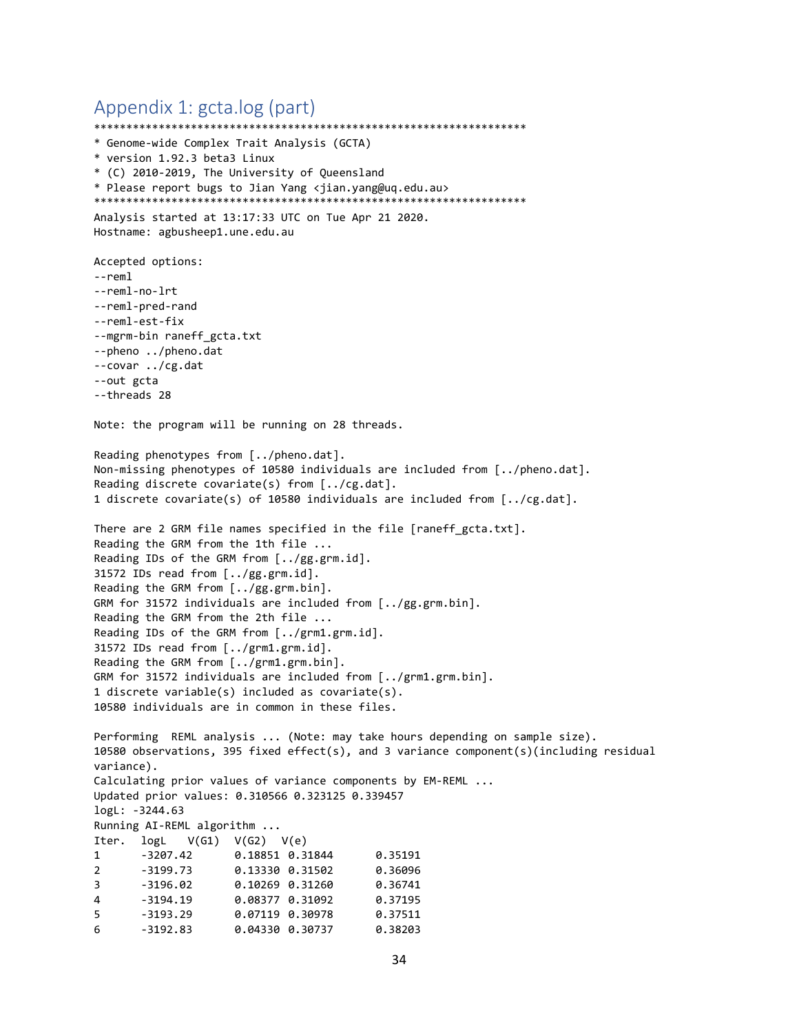## Appendix 1: gcta.log (part)

```
*******************************************************************
* Genome-wide Complex Trait Analysis (GCTA)
* version 1.92.3 beta3 Linux
* (C) 2010-2019, The University of Queensland
* Please report bugs to Jian Yang <jian.yang@uq.edu.au>
*******************************************************************
Analysis started at 13:17:33 UTC on Tue Apr 21 2020.
Hostname: agbusheep1.une.edu.au

Accepted options:
--reml
--reml-no-lrt
--reml-pred-rand
--reml-est-fix
--mgrm-bin raneff_gcta.txt
--pheno ../pheno.dat
--covar ../cg.dat
--out gcta
--threads 28

Note: the program will be running on 28 threads.

Reading phenotypes from [../pheno.dat].
Non-missing phenotypes of 10580 individuals are included from [../pheno.dat].
Reading discrete covariate(s) from [../cg.dat].
1 discrete covariate(s) of 10580 individuals are included from [../cg.dat].

There are 2 GRM file names specified in the file [raneff_gcta.txt].
Reading the GRM from the 1th file ...
Reading IDs of the GRM from [../gg.grm.id].
31572 IDs read from [../gg.grm.id].
Reading the GRM from [../gg.grm.bin].
GRM for 31572 individuals are included from [../gg.grm.bin].
Reading the GRM from the 2th file ...
Reading IDs of the GRM from [../grm1.grm.id].
31572 IDs read from [../grm1.grm.id].
Reading the GRM from [../grm1.grm.bin].
GRM for 31572 individuals are included from [../grm1.grm.bin].
1 discrete variable(s) included as covariate(s).
10580 individuals are in common in these files.

Performing  REML analysis ... (Note: may take hours depending on sample size).
10580 observations, 395 fixed effect(s), and 3 variance component(s)(including residual
variance).
Calculating prior values of variance components by EM-REML ...
Updated prior values: 0.310566 0.323125 0.339457
logL: -3244.63
Running AI-REML algorithm ...
Iter.   logL    V(G1)   V(G2)   V(e)
1       -3207.42        0.18851 0.31844       0.35191
2       -3199.73        0.13330 0.31502       0.36096
3       -3196.02        0.10269 0.31260       0.36741
4       -3194.19        0.08377 0.31092       0.37195
5       -3193.29        0.07119 0.30978       0.37511
6       -3192.83        0.04330 0.30737       0.38203
```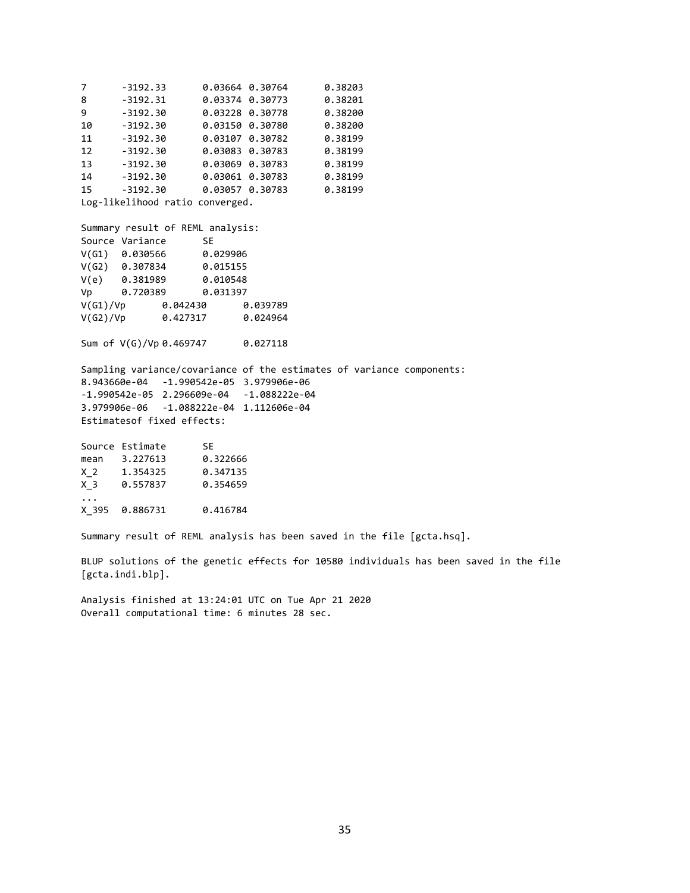```
7       -3192.33       0.03664 0.30764       0.38203
8       -3192.31       0.03374 0.30773       0.38201
9       -3192.30       0.03228 0.30778       0.38200
10      -3192.30       0.03150 0.30780       0.38200
11      -3192.30       0.03107 0.30782       0.38199
12      -3192.30       0.03083 0.30783       0.38199
13      -3192.30       0.03069 0.30783       0.38199
14      -3192.30       0.03061 0.30783       0.38199
15      -3192.30       0.03057 0.30783       0.38199
Log-likelihood ratio converged.

Summary result of REML analysis:
Source Variance       SE
V(G1)  0.030566       0.029906
V(G2)  0.307834       0.015155
V(e)   0.381989       0.010548
Vp     0.720389       0.031397
V(G1)/Vp       0.042430       0.039789
V(G2)/Vp       0.427317       0.024964

Sum of V(G)/Vp 0.469747       0.027118

Sampling variance/covariance of the estimates of variance components:
8.943660e-04   -1.990542e-05  3.979906e-06
-1.990542e-05  2.296609e-04   -1.088222e-04
3.979906e-06   -1.088222e-04  1.112606e-04
Estimatesof fixed effects:

Source Estimate       SE
mean   3.227613       0.322666
X_2    1.354325       0.347135
X_3    0.557837       0.354659
...
X_395  0.886731       0.416784

Summary result of REML analysis has been saved in the file [gcta.hsq].

BLUP solutions of the genetic effects for 10580 individuals has been saved in the file
[gcta.indi.blp].

Analysis finished at 13:24:01 UTC on Tue Apr 21 2020
Overall computational time: 6 minutes 28 sec.
```